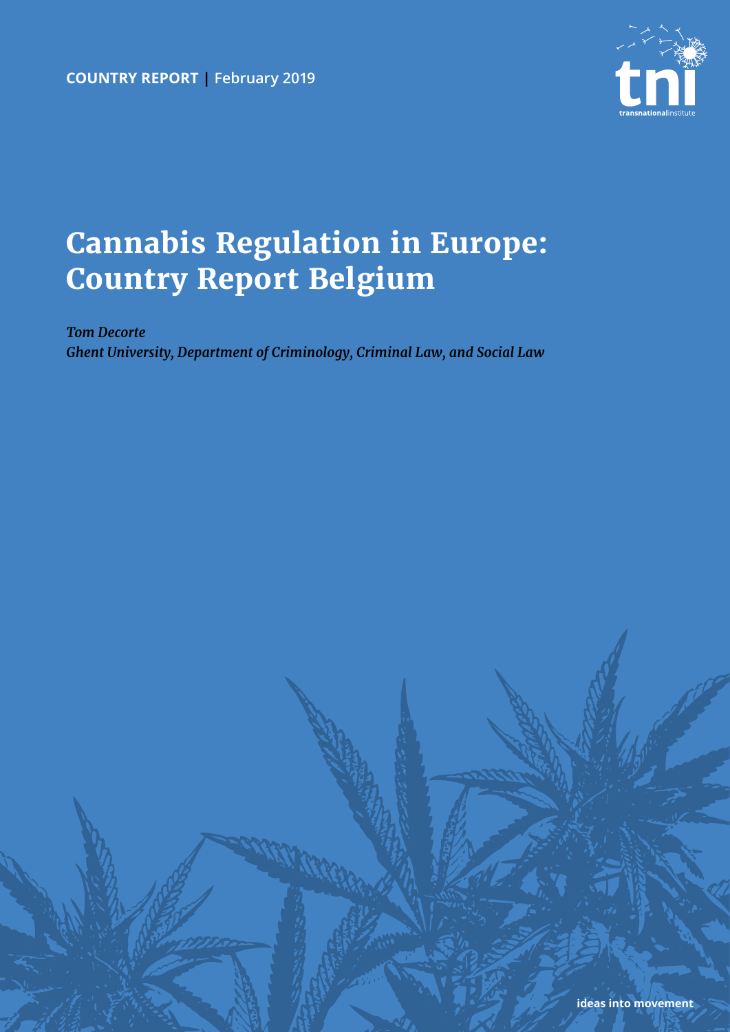**COUNTRY REPORT** | February 2019

tni

transnationalinstitute

# Cannabis Regulation in Europe: Country Report Belgium

*Tom Decorte*

*Ghent University, Department of Criminology, Criminal Law, and Social Law*

ideas into movement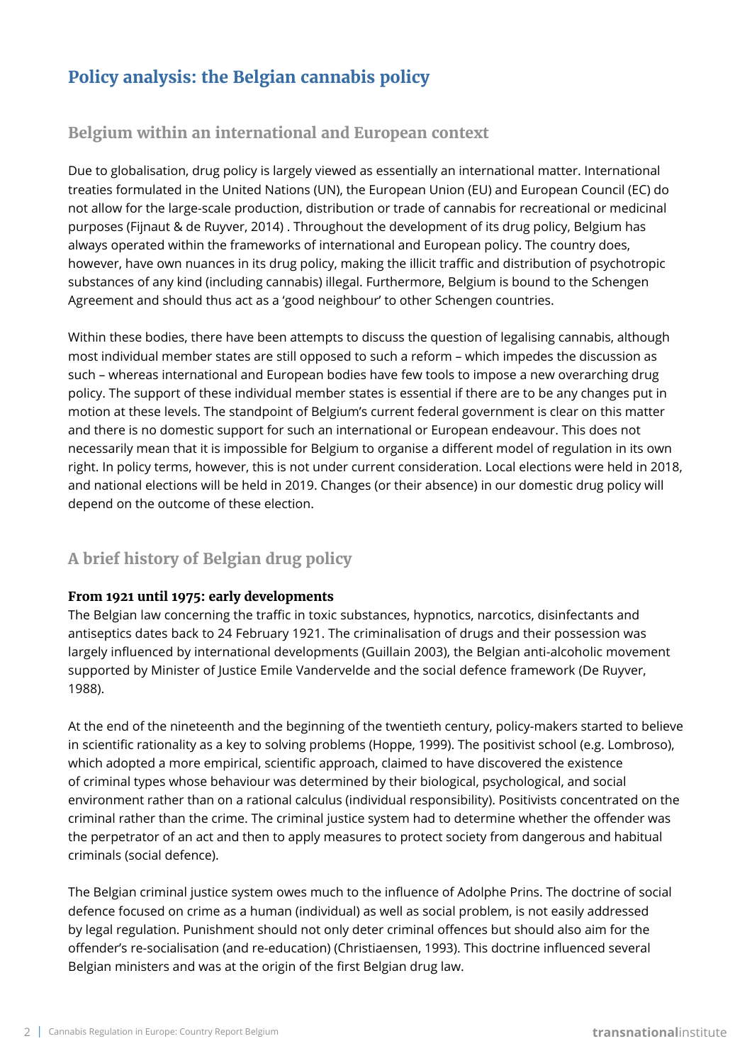## Policy analysis: the Belgian cannabis policy

### Belgium within an international and European context

Due to globalisation, drug policy is largely viewed as essentially an international matter. International treaties formulated in the United Nations (UN), the European Union (EU) and European Council (EC) do not allow for the large-scale production, distribution or trade of cannabis for recreational or medicinal purposes (Fijnaut & de Ruyver, 2014) . Throughout the development of its drug policy, Belgium has always operated within the frameworks of international and European policy. The country does, however, have own nuances in its drug policy, making the illicit traffic and distribution of psychotropic substances of any kind (including cannabis) illegal. Furthermore, Belgium is bound to the Schengen Agreement and should thus act as a 'good neighbour' to other Schengen countries.

Within these bodies, there have been attempts to discuss the question of legalising cannabis, although most individual member states are still opposed to such a reform – which impedes the discussion as such – whereas international and European bodies have few tools to impose a new overarching drug policy. The support of these individual member states is essential if there are to be any changes put in motion at these levels. The standpoint of Belgium's current federal government is clear on this matter and there is no domestic support for such an international or European endeavour. This does not necessarily mean that it is impossible for Belgium to organise a different model of regulation in its own right. In policy terms, however, this is not under current consideration. Local elections were held in 2018, and national elections will be held in 2019. Changes (or their absence) in our domestic drug policy will depend on the outcome of these election.

### A brief history of Belgian drug policy

#### From 1921 until 1975: early developments

The Belgian law concerning the traffic in toxic substances, hypnotics, narcotics, disinfectants and antiseptics dates back to 24 February 1921. The criminalisation of drugs and their possession was largely influenced by international developments (Guillain 2003), the Belgian anti-alcoholic movement supported by Minister of Justice Emile Vandervelde and the social defence framework (De Ruyver, 1988).

At the end of the nineteenth and the beginning of the twentieth century, policy-makers started to believe in scientific rationality as a key to solving problems (Hoppe, 1999). The positivist school (e.g. Lombroso), which adopted a more empirical, scientific approach, claimed to have discovered the existence of criminal types whose behaviour was determined by their biological, psychological, and social environment rather than on a rational calculus (individual responsibility). Positivists concentrated on the criminal rather than the crime. The criminal justice system had to determine whether the offender was the perpetrator of an act and then to apply measures to protect society from dangerous and habitual criminals (social defence).

The Belgian criminal justice system owes much to the influence of Adolphe Prins. The doctrine of social defence focused on crime as a human (individual) as well as social problem, is not easily addressed by legal regulation. Punishment should not only deter criminal offences but should also aim for the offender's re-socialisation (and re-education) (Christiaensen, 1993). This doctrine influenced several Belgian ministers and was at the origin of the first Belgian drug law.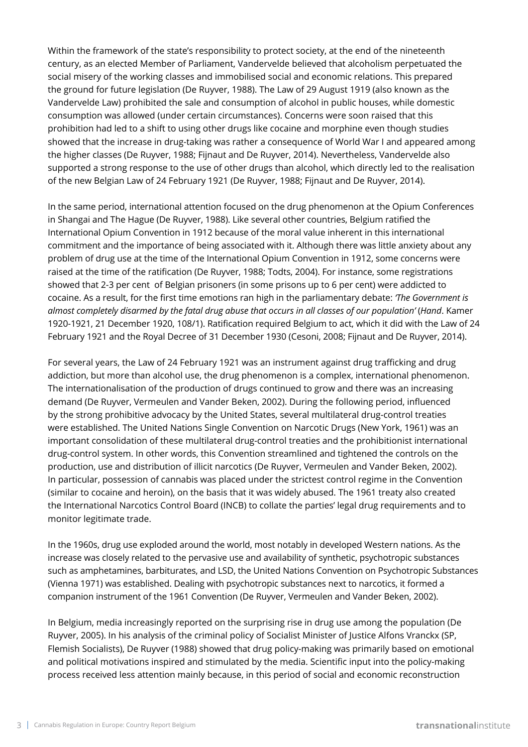Within the framework of the state's responsibility to protect society, at the end of the nineteenth century, as an elected Member of Parliament, Vandervelde believed that alcoholism perpetuated the social misery of the working classes and immobilised social and economic relations. This prepared the ground for future legislation (De Ruyver, 1988). The Law of 29 August 1919 (also known as the Vandervelde Law) prohibited the sale and consumption of alcohol in public houses, while domestic consumption was allowed (under certain circumstances). Concerns were soon raised that this prohibition had led to a shift to using other drugs like cocaine and morphine even though studies showed that the increase in drug-taking was rather a consequence of World War I and appeared among the higher classes (De Ruyver, 1988; Fijnaut and De Ruyver, 2014). Nevertheless, Vandervelde also supported a strong response to the use of other drugs than alcohol, which directly led to the realisation of the new Belgian Law of 24 February 1921 (De Ruyver, 1988; Fijnaut and De Ruyver, 2014).

In the same period, international attention focused on the drug phenomenon at the Opium Conferences in Shangai and The Hague (De Ruyver, 1988). Like several other countries, Belgium ratified the International Opium Convention in 1912 because of the moral value inherent in this international commitment and the importance of being associated with it. Although there was little anxiety about any problem of drug use at the time of the International Opium Convention in 1912, some concerns were raised at the time of the ratification (De Ruyver, 1988; Todts, 2004). For instance, some registrations showed that 2-3 per cent of Belgian prisoners (in some prisons up to 6 per cent) were addicted to cocaine. As a result, for the first time emotions ran high in the parliamentary debate: *'The Government is almost completely disarmed by the fatal drug abuse that occurs in all classes of our population'* (*Hand*. Kamer 1920-1921, 21 December 1920, 108/1). Ratification required Belgium to act, which it did with the Law of 24 February 1921 and the Royal Decree of 31 December 1930 (Cesoni, 2008; Fijnaut and De Ruyver, 2014).

For several years, the Law of 24 February 1921 was an instrument against drug trafficking and drug addiction, but more than alcohol use, the drug phenomenon is a complex, international phenomenon. The internationalisation of the production of drugs continued to grow and there was an increasing demand (De Ruyver, Vermeulen and Vander Beken, 2002). During the following period, influenced by the strong prohibitive advocacy by the United States, several multilateral drug-control treaties were established. The United Nations Single Convention on Narcotic Drugs (New York, 1961) was an important consolidation of these multilateral drug-control treaties and the prohibitionist international drug-control system. In other words, this Convention streamlined and tightened the controls on the production, use and distribution of illicit narcotics (De Ruyver, Vermeulen and Vander Beken, 2002). In particular, possession of cannabis was placed under the strictest control regime in the Convention (similar to cocaine and heroin), on the basis that it was widely abused. The 1961 treaty also created the International Narcotics Control Board (INCB) to collate the parties' legal drug requirements and to monitor legitimate trade.

In the 1960s, drug use exploded around the world, most notably in developed Western nations. As the increase was closely related to the pervasive use and availability of synthetic, psychotropic substances such as amphetamines, barbiturates, and LSD, the United Nations Convention on Psychotropic Substances (Vienna 1971) was established. Dealing with psychotropic substances next to narcotics, it formed a companion instrument of the 1961 Convention (De Ruyver, Vermeulen and Vander Beken, 2002).

In Belgium, media increasingly reported on the surprising rise in drug use among the population (De Ruyver, 2005). In his analysis of the criminal policy of Socialist Minister of Justice Alfons Vranckx (SP, Flemish Socialists), De Ruyver (1988) showed that drug policy-making was primarily based on emotional and political motivations inspired and stimulated by the media. Scientific input into the policy-making process received less attention mainly because, in this period of social and economic reconstruction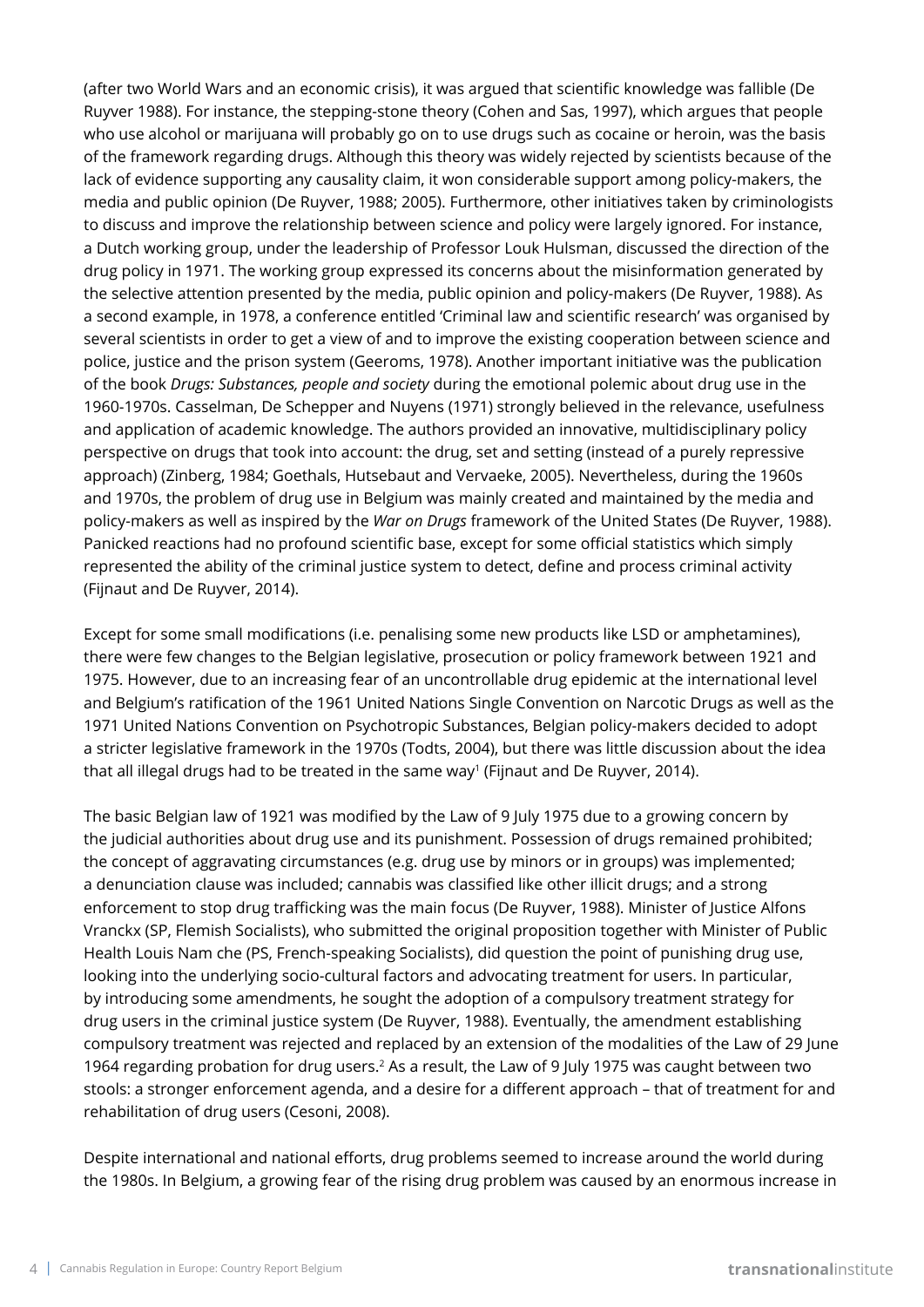(after two World Wars and an economic crisis), it was argued that scientific knowledge was fallible (De Ruyver 1988). For instance, the stepping-stone theory (Cohen and Sas, 1997), which argues that people who use alcohol or marijuana will probably go on to use drugs such as cocaine or heroin, was the basis of the framework regarding drugs. Although this theory was widely rejected by scientists because of the lack of evidence supporting any causality claim, it won considerable support among policy-makers, the media and public opinion (De Ruyver, 1988; 2005). Furthermore, other initiatives taken by criminologists to discuss and improve the relationship between science and policy were largely ignored. For instance, a Dutch working group, under the leadership of Professor Louk Hulsman, discussed the direction of the drug policy in 1971. The working group expressed its concerns about the misinformation generated by the selective attention presented by the media, public opinion and policy-makers (De Ruyver, 1988). As a second example, in 1978, a conference entitled 'Criminal law and scientific research' was organised by several scientists in order to get a view of and to improve the existing cooperation between science and police, justice and the prison system (Geeroms, 1978). Another important initiative was the publication of the book *Drugs: Substances, people and society* during the emotional polemic about drug use in the 1960-1970s. Casselman, De Schepper and Nuyens (1971) strongly believed in the relevance, usefulness and application of academic knowledge. The authors provided an innovative, multidisciplinary policy perspective on drugs that took into account: the drug, set and setting (instead of a purely repressive approach) (Zinberg, 1984; Goethals, Hutsebaut and Vervaeke, 2005). Nevertheless, during the 1960s and 1970s, the problem of drug use in Belgium was mainly created and maintained by the media and policy-makers as well as inspired by the *War on Drugs* framework of the United States (De Ruyver, 1988). Panicked reactions had no profound scientific base, except for some official statistics which simply represented the ability of the criminal justice system to detect, define and process criminal activity (Fijnaut and De Ruyver, 2014).

Except for some small modifications (i.e. penalising some new products like LSD or amphetamines), there were few changes to the Belgian legislative, prosecution or policy framework between 1921 and 1975. However, due to an increasing fear of an uncontrollable drug epidemic at the international level and Belgium's ratification of the 1961 United Nations Single Convention on Narcotic Drugs as well as the 1971 United Nations Convention on Psychotropic Substances, Belgian policy-makers decided to adopt a stricter legislative framework in the 1970s (Todts, 2004), but there was little discussion about the idea that all illegal drugs had to be treated in the same way[1] (Fijnaut and De Ruyver, 2014).

The basic Belgian law of 1921 was modified by the Law of 9 July 1975 due to a growing concern by the judicial authorities about drug use and its punishment. Possession of drugs remained prohibited; the concept of aggravating circumstances (e.g. drug use by minors or in groups) was implemented; a denunciation clause was included; cannabis was classified like other illicit drugs; and a strong enforcement to stop drug trafficking was the main focus (De Ruyver, 1988). Minister of Justice Alfons Vranckx (SP, Flemish Socialists), who submitted the original proposition together with Minister of Public Health Louis Nam che (PS, French-speaking Socialists), did question the point of punishing drug use, looking into the underlying socio-cultural factors and advocating treatment for users. In particular, by introducing some amendments, he sought the adoption of a compulsory treatment strategy for drug users in the criminal justice system (De Ruyver, 1988). Eventually, the amendment establishing compulsory treatment was rejected and replaced by an extension of the modalities of the Law of 29 June 1964 regarding probation for drug users.[2] As a result, the Law of 9 July 1975 was caught between two stools: a stronger enforcement agenda, and a desire for a different approach – that of treatment for and rehabilitation of drug users (Cesoni, 2008).

Despite international and national efforts, drug problems seemed to increase around the world during the 1980s. In Belgium, a growing fear of the rising drug problem was caused by an enormous increase in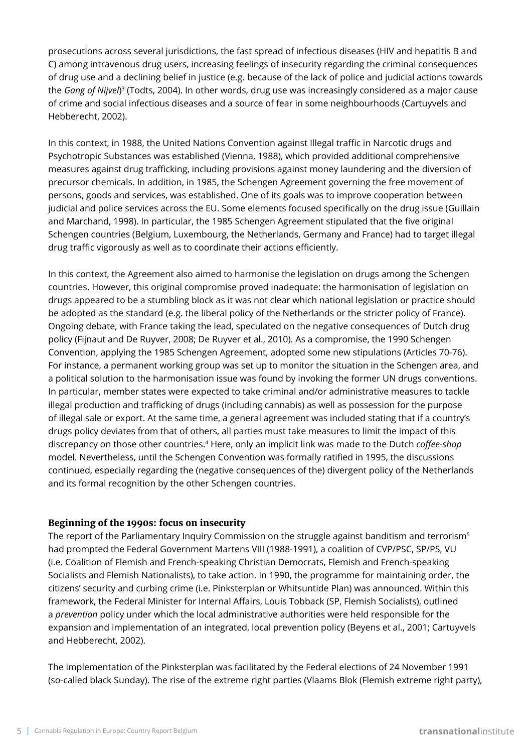prosecutions across several jurisdictions, the fast spread of infectious diseases (HIV and hepatitis B and C) among intravenous drug users, increasing feelings of insecurity regarding the criminal consequences of drug use and a declining belief in justice (e.g. because of the lack of police and judicial actions towards the *Gang of Nijvel*)[3] (Todts, 2004). In other words, drug use was increasingly considered as a major cause of crime and social infectious diseases and a source of fear in some neighbourhoods (Cartuyvels and Hebberecht, 2002).

In this context, in 1988, the United Nations Convention against Illegal traffic in Narcotic drugs and Psychotropic Substances was established (Vienna, 1988), which provided additional comprehensive measures against drug trafficking, including provisions against money laundering and the diversion of precursor chemicals. In addition, in 1985, the Schengen Agreement governing the free movement of persons, goods and services, was established. One of its goals was to improve cooperation between judicial and police services across the EU. Some elements focused specifically on the drug issue (Guillain and Marchand, 1998). In particular, the 1985 Schengen Agreement stipulated that the five original Schengen countries (Belgium, Luxembourg, the Netherlands, Germany and France) had to target illegal drug traffic vigorously as well as to coordinate their actions efficiently.

In this context, the Agreement also aimed to harmonise the legislation on drugs among the Schengen countries. However, this original compromise proved inadequate: the harmonisation of legislation on drugs appeared to be a stumbling block as it was not clear which national legislation or practice should be adopted as the standard (e.g. the liberal policy of the Netherlands or the stricter policy of France). Ongoing debate, with France taking the lead, speculated on the negative consequences of Dutch drug policy (Fijnaut and De Ruyver, 2008; De Ruyver et al., 2010). As a compromise, the 1990 Schengen Convention, applying the 1985 Schengen Agreement, adopted some new stipulations (Articles 70-76). For instance, a permanent working group was set up to monitor the situation in the Schengen area, and a political solution to the harmonisation issue was found by invoking the former UN drugs conventions. In particular, member states were expected to take criminal and/or administrative measures to tackle illegal production and trafficking of drugs (including cannabis) as well as possession for the purpose of illegal sale or export. At the same time, a general agreement was included stating that if a country's drugs policy deviates from that of others, all parties must take measures to limit the impact of this discrepancy on those other countries.[4] Here, only an implicit link was made to the Dutch *coffee-shop* model. Nevertheless, until the Schengen Convention was formally ratified in 1995, the discussions continued, especially regarding the (negative consequences of the) divergent policy of the Netherlands and its formal recognition by the other Schengen countries.

### Beginning of the 1990s: focus on insecurity

The report of the Parliamentary Inquiry Commission on the struggle against banditism and terrorism[5] had prompted the Federal Government Martens VIII (1988-1991), a coalition of CVP/PSC, SP/PS, VU (i.e. Coalition of Flemish and French-speaking Christian Democrats, Flemish and French-speaking Socialists and Flemish Nationalists), to take action. In 1990, the programme for maintaining order, the citizens' security and curbing crime (i.e. Pinksterplan or Whitsuntide Plan) was announced. Within this framework, the Federal Minister for Internal Affairs, Louis Tobback (SP, Flemish Socialists), outlined a *prevention* policy under which the local administrative authorities were held responsible for the expansion and implementation of an integrated, local prevention policy (Beyens et al., 2001; Cartuyvels and Hebberecht, 2002).

The implementation of the Pinksterplan was facilitated by the Federal elections of 24 November 1991 (so-called black Sunday). The rise of the extreme right parties (Vlaams Blok (Flemish extreme right party),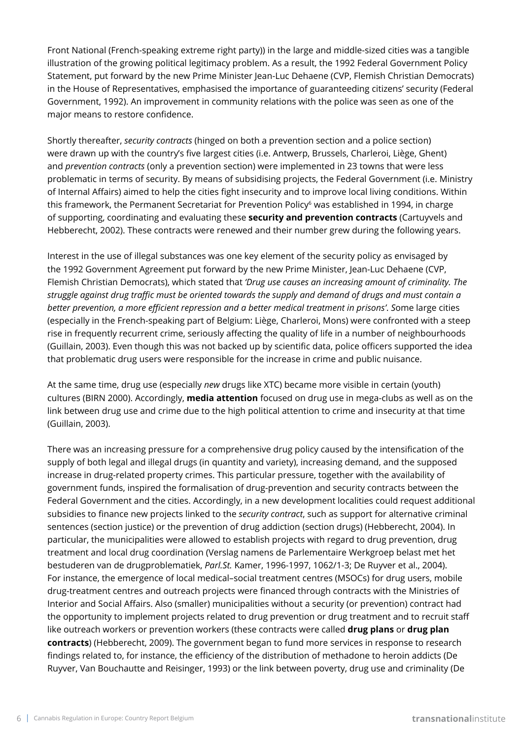Front National (French-speaking extreme right party)) in the large and middle-sized cities was a tangible illustration of the growing political legitimacy problem. As a result, the 1992 Federal Government Policy Statement, put forward by the new Prime Minister Jean-Luc Dehaene (CVP, Flemish Christian Democrats) in the House of Representatives, emphasised the importance of guaranteeing citizens' security (Federal Government, 1992). An improvement in community relations with the police was seen as one of the major means to restore confidence.

Shortly thereafter, *security contracts* (hinged on both a prevention section and a police section) were drawn up with the country's five largest cities (i.e. Antwerp, Brussels, Charleroi, Liège, Ghent) and *prevention contracts* (only a prevention section) were implemented in 23 towns that were less problematic in terms of security. By means of subsidising projects, the Federal Government (i.e. Ministry of Internal Affairs) aimed to help the cities fight insecurity and to improve local living conditions. Within this framework, the Permanent Secretariat for Prevention Policy[6] was established in 1994, in charge of supporting, coordinating and evaluating these **security and prevention contracts** (Cartuyvels and Hebberecht, 2002). These contracts were renewed and their number grew during the following years.

Interest in the use of illegal substances was one key element of the security policy as envisaged by the 1992 Government Agreement put forward by the new Prime Minister, Jean-Luc Dehaene (CVP, Flemish Christian Democrats), which stated that *'Drug use causes an increasing amount of criminality. The struggle against drug traffic must be oriented towards the supply and demand of drugs and must contain a better prevention, a more efficient repression and a better medical treatment in prisons'. S*ome large cities (especially in the French-speaking part of Belgium: Liège, Charleroi, Mons) were confronted with a steep rise in frequently recurrent crime, seriously affecting the quality of life in a number of neighbourhoods (Guillain, 2003). Even though this was not backed up by scientific data, police officers supported the idea that problematic drug users were responsible for the increase in crime and public nuisance.

At the same time, drug use (especially *new* drugs like XTC) became more visible in certain (youth) cultures (BIRN 2000). Accordingly, **media attention** focused on drug use in mega-clubs as well as on the link between drug use and crime due to the high political attention to crime and insecurity at that time (Guillain, 2003).

There was an increasing pressure for a comprehensive drug policy caused by the intensification of the supply of both legal and illegal drugs (in quantity and variety), increasing demand, and the supposed increase in drug-related property crimes. This particular pressure, together with the availability of government funds, inspired the formalisation of drug-prevention and security contracts between the Federal Government and the cities. Accordingly, in a new development localities could request additional subsidies to finance new projects linked to the *security contract*, such as support for alternative criminal sentences (section justice) or the prevention of drug addiction (section drugs) (Hebberecht, 2004). In particular, the municipalities were allowed to establish projects with regard to drug prevention, drug treatment and local drug coordination (Verslag namens de Parlementaire Werkgroep belast met het bestuderen van de drugproblematiek, *Parl.St.* Kamer, 1996-1997, 1062/1-3; De Ruyver et al., 2004). For instance, the emergence of local medical–social treatment centres (MSOCs) for drug users, mobile drug-treatment centres and outreach projects were financed through contracts with the Ministries of Interior and Social Affairs. Also (smaller) municipalities without a security (or prevention) contract had the opportunity to implement projects related to drug prevention or drug treatment and to recruit staff like outreach workers or prevention workers (these contracts were called **drug plans** or **drug plan contracts**) (Hebberecht, 2009). The government began to fund more services in response to research findings related to, for instance, the efficiency of the distribution of methadone to heroin addicts (De Ruyver, Van Bouchautte and Reisinger, 1993) or the link between poverty, drug use and criminality (De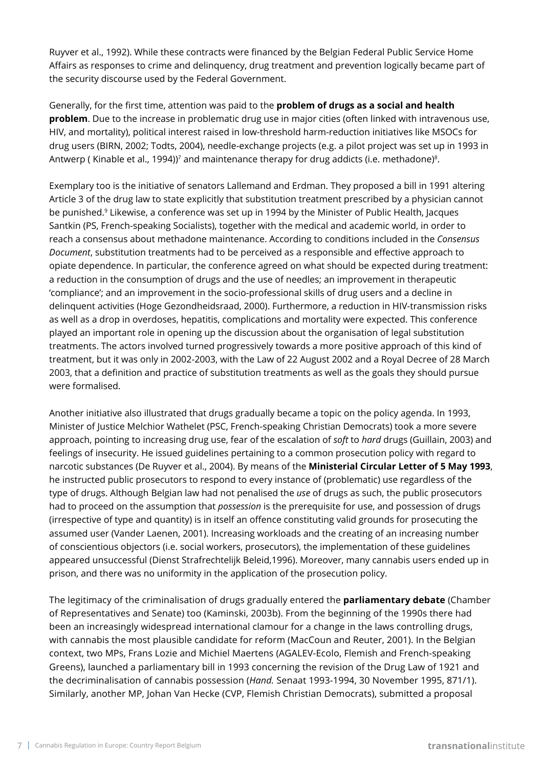Ruyver et al., 1992). While these contracts were financed by the Belgian Federal Public Service Home Affairs as responses to crime and delinquency, drug treatment and prevention logically became part of the security discourse used by the Federal Government.

Generally, for the first time, attention was paid to the **problem of drugs as a social and health problem**. Due to the increase in problematic drug use in major cities (often linked with intravenous use, HIV, and mortality), political interest raised in low-threshold harm-reduction initiatives like MSOCs for drug users (BIRN, 2002; Todts, 2004), needle-exchange projects (e.g. a pilot project was set up in 1993 in Antwerp ( Kinable et al., 1994))[7] and maintenance therapy for drug addicts (i.e. methadone)[8].

Exemplary too is the initiative of senators Lallemand and Erdman. They proposed a bill in 1991 altering Article 3 of the drug law to state explicitly that substitution treatment prescribed by a physician cannot be punished.[9] Likewise, a conference was set up in 1994 by the Minister of Public Health, Jacques Santkin (PS, French-speaking Socialists), together with the medical and academic world, in order to reach a consensus about methadone maintenance. According to conditions included in the *Consensus Document*, substitution treatments had to be perceived as a responsible and effective approach to opiate dependence. In particular, the conference agreed on what should be expected during treatment: a reduction in the consumption of drugs and the use of needles; an improvement in therapeutic 'compliance'; and an improvement in the socio-professional skills of drug users and a decline in delinquent activities (Hoge Gezondheidsraad, 2000). Furthermore, a reduction in HIV-transmission risks as well as a drop in overdoses, hepatitis, complications and mortality were expected. This conference played an important role in opening up the discussion about the organisation of legal substitution treatments. The actors involved turned progressively towards a more positive approach of this kind of treatment, but it was only in 2002-2003, with the Law of 22 August 2002 and a Royal Decree of 28 March 2003, that a definition and practice of substitution treatments as well as the goals they should pursue were formalised.

Another initiative also illustrated that drugs gradually became a topic on the policy agenda. In 1993, Minister of Justice Melchior Wathelet (PSC, French-speaking Christian Democrats) took a more severe approach, pointing to increasing drug use, fear of the escalation of *soft* to *hard* drugs (Guillain, 2003) and feelings of insecurity. He issued guidelines pertaining to a common prosecution policy with regard to narcotic substances (De Ruyver et al., 2004). By means of the **Ministerial Circular Letter of 5 May 1993**, he instructed public prosecutors to respond to every instance of (problematic) use regardless of the type of drugs. Although Belgian law had not penalised the *use* of drugs as such, the public prosecutors had to proceed on the assumption that *possession* is the prerequisite for use, and possession of drugs (irrespective of type and quantity) is in itself an offence constituting valid grounds for prosecuting the assumed user (Vander Laenen, 2001). Increasing workloads and the creating of an increasing number of conscientious objectors (i.e. social workers, prosecutors), the implementation of these guidelines appeared unsuccessful (Dienst Strafrechtelijk Beleid,1996). Moreover, many cannabis users ended up in prison, and there was no uniformity in the application of the prosecution policy.

The legitimacy of the criminalisation of drugs gradually entered the **parliamentary debate** (Chamber of Representatives and Senate) too (Kaminski, 2003b). From the beginning of the 1990s there had been an increasingly widespread international clamour for a change in the laws controlling drugs, with cannabis the most plausible candidate for reform (MacCoun and Reuter, 2001). In the Belgian context, two MPs, Frans Lozie and Michiel Maertens (AGALEV-Ecolo, Flemish and French-speaking Greens), launched a parliamentary bill in 1993 concerning the revision of the Drug Law of 1921 and the decriminalisation of cannabis possession (*Hand.* Senaat 1993-1994, 30 November 1995, 871/1). Similarly, another MP, Johan Van Hecke (CVP, Flemish Christian Democrats), submitted a proposal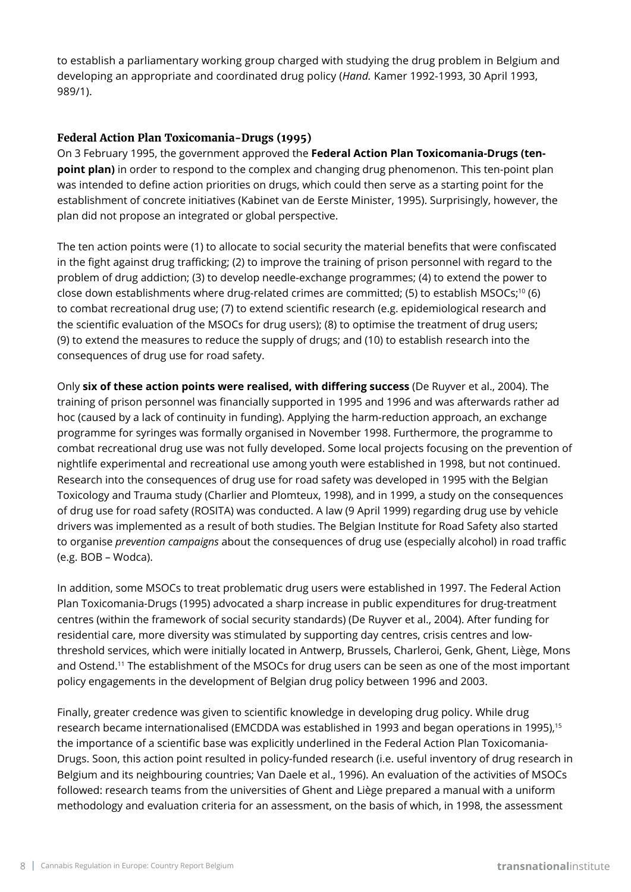to establish a parliamentary working group charged with studying the drug problem in Belgium and developing an appropriate and coordinated drug policy (*Hand.* Kamer 1992-1993, 30 April 1993, 989/1).

### Federal Action Plan Toxicomania-Drugs (1995)

On 3 February 1995, the government approved the **Federal Action Plan Toxicomania-Drugs (ten-point plan)** in order to respond to the complex and changing drug phenomenon. This ten-point plan was intended to define action priorities on drugs, which could then serve as a starting point for the establishment of concrete initiatives (Kabinet van de Eerste Minister, 1995). Surprisingly, however, the plan did not propose an integrated or global perspective.

The ten action points were (1) to allocate to social security the material benefits that were confiscated in the fight against drug trafficking; (2) to improve the training of prison personnel with regard to the problem of drug addiction; (3) to develop needle-exchange programmes; (4) to extend the power to close down establishments where drug-related crimes are committed; (5) to establish MSOCs;[10] (6) to combat recreational drug use; (7) to extend scientific research (e.g. epidemiological research and the scientific evaluation of the MSOCs for drug users); (8) to optimise the treatment of drug users; (9) to extend the measures to reduce the supply of drugs; and (10) to establish research into the consequences of drug use for road safety.

Only **six of these action points were realised, with differing success** (De Ruyver et al., 2004). The training of prison personnel was financially supported in 1995 and 1996 and was afterwards rather ad hoc (caused by a lack of continuity in funding). Applying the harm-reduction approach, an exchange programme for syringes was formally organised in November 1998. Furthermore, the programme to combat recreational drug use was not fully developed. Some local projects focusing on the prevention of nightlife experimental and recreational use among youth were established in 1998, but not continued. Research into the consequences of drug use for road safety was developed in 1995 with the Belgian Toxicology and Trauma study (Charlier and Plomteux, 1998), and in 1999, a study on the consequences of drug use for road safety (ROSITA) was conducted. A law (9 April 1999) regarding drug use by vehicle drivers was implemented as a result of both studies. The Belgian Institute for Road Safety also started to organise *prevention campaigns* about the consequences of drug use (especially alcohol) in road traffic (e.g. BOB – Wodca).

In addition, some MSOCs to treat problematic drug users were established in 1997. The Federal Action Plan Toxicomania-Drugs (1995) advocated a sharp increase in public expenditures for drug-treatment centres (within the framework of social security standards) (De Ruyver et al., 2004). After funding for residential care, more diversity was stimulated by supporting day centres, crisis centres and low-threshold services, which were initially located in Antwerp, Brussels, Charleroi, Genk, Ghent, Liège, Mons and Ostend.[11] The establishment of the MSOCs for drug users can be seen as one of the most important policy engagements in the development of Belgian drug policy between 1996 and 2003.

Finally, greater credence was given to scientific knowledge in developing drug policy. While drug research became internationalised (EMCDDA was established in 1993 and began operations in 1995),[15] the importance of a scientific base was explicitly underlined in the Federal Action Plan Toxicomania-Drugs. Soon, this action point resulted in policy-funded research (i.e. useful inventory of drug research in Belgium and its neighbouring countries; Van Daele et al., 1996). An evaluation of the activities of MSOCs followed: research teams from the universities of Ghent and Liège prepared a manual with a uniform methodology and evaluation criteria for an assessment, on the basis of which, in 1998, the assessment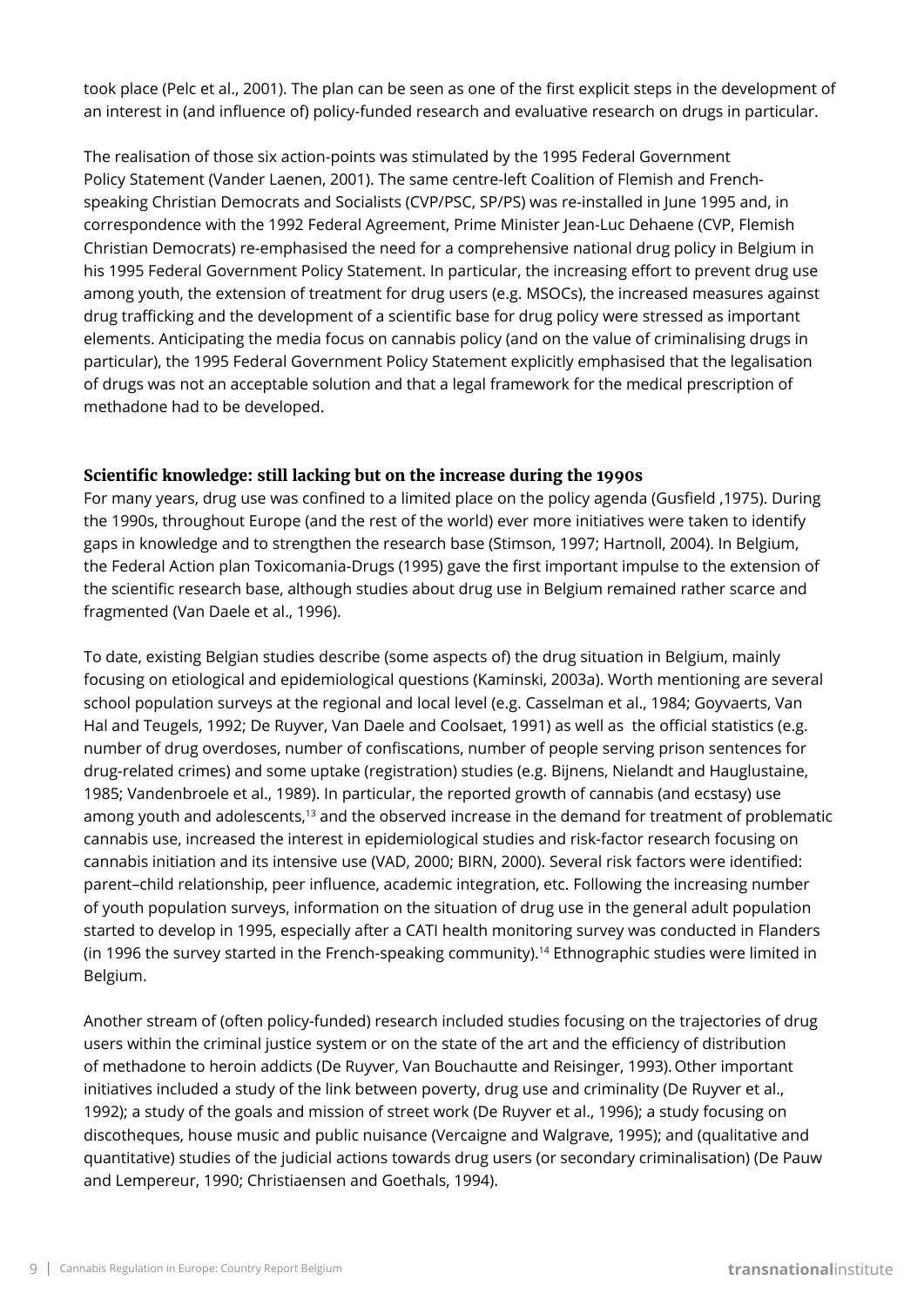took place (Pelc et al., 2001). The plan can be seen as one of the first explicit steps in the development of an interest in (and influence of) policy-funded research and evaluative research on drugs in particular.

The realisation of those six action-points was stimulated by the 1995 Federal Government Policy Statement (Vander Laenen, 2001). The same centre-left Coalition of Flemish and French-speaking Christian Democrats and Socialists (CVP/PSC, SP/PS) was re-installed in June 1995 and, in correspondence with the 1992 Federal Agreement, Prime Minister Jean-Luc Dehaene (CVP, Flemish Christian Democrats) re-emphasised the need for a comprehensive national drug policy in Belgium in his 1995 Federal Government Policy Statement. In particular, the increasing effort to prevent drug use among youth, the extension of treatment for drug users (e.g. MSOCs), the increased measures against drug trafficking and the development of a scientific base for drug policy were stressed as important elements. Anticipating the media focus on cannabis policy (and on the value of criminalising drugs in particular), the 1995 Federal Government Policy Statement explicitly emphasised that the legalisation of drugs was not an acceptable solution and that a legal framework for the medical prescription of methadone had to be developed.

**Scientific knowledge: still lacking but on the increase during the 1990s**

For many years, drug use was confined to a limited place on the policy agenda (Gusfield ,1975). During the 1990s, throughout Europe (and the rest of the world) ever more initiatives were taken to identify gaps in knowledge and to strengthen the research base (Stimson, 1997; Hartnoll, 2004). In Belgium, the Federal Action plan Toxicomania-Drugs (1995) gave the first important impulse to the extension of the scientific research base, although studies about drug use in Belgium remained rather scarce and fragmented (Van Daele et al., 1996).

To date, existing Belgian studies describe (some aspects of) the drug situation in Belgium, mainly focusing on etiological and epidemiological questions (Kaminski, 2003a). Worth mentioning are several school population surveys at the regional and local level (e.g. Casselman et al., 1984; Goyvaerts, Van Hal and Teugels, 1992; De Ruyver, Van Daele and Coolsaet, 1991) as well as the official statistics (e.g. number of drug overdoses, number of confiscations, number of people serving prison sentences for drug-related crimes) and some uptake (registration) studies (e.g. Bijnens, Nielandt and Hauglustaine, 1985; Vandenbroele et al., 1989). In particular, the reported growth of cannabis (and ecstasy) use among youth and adolescents,[13] and the observed increase in the demand for treatment of problematic cannabis use, increased the interest in epidemiological studies and risk-factor research focusing on cannabis initiation and its intensive use (VAD, 2000; BIRN, 2000). Several risk factors were identified: parent–child relationship, peer influence, academic integration, etc. Following the increasing number of youth population surveys, information on the situation of drug use in the general adult population started to develop in 1995, especially after a CATI health monitoring survey was conducted in Flanders (in 1996 the survey started in the French-speaking community).[14] Ethnographic studies were limited in Belgium.

Another stream of (often policy-funded) research included studies focusing on the trajectories of drug users within the criminal justice system or on the state of the art and the efficiency of distribution of methadone to heroin addicts (De Ruyver, Van Bouchautte and Reisinger, 1993). Other important initiatives included a study of the link between poverty, drug use and criminality (De Ruyver et al., 1992); a study of the goals and mission of street work (De Ruyver et al., 1996); a study focusing on discotheques, house music and public nuisance (Vercaigne and Walgrave, 1995); and (qualitative and quantitative) studies of the judicial actions towards drug users (or secondary criminalisation) (De Pauw and Lempereur, 1990; Christiaensen and Goethals, 1994).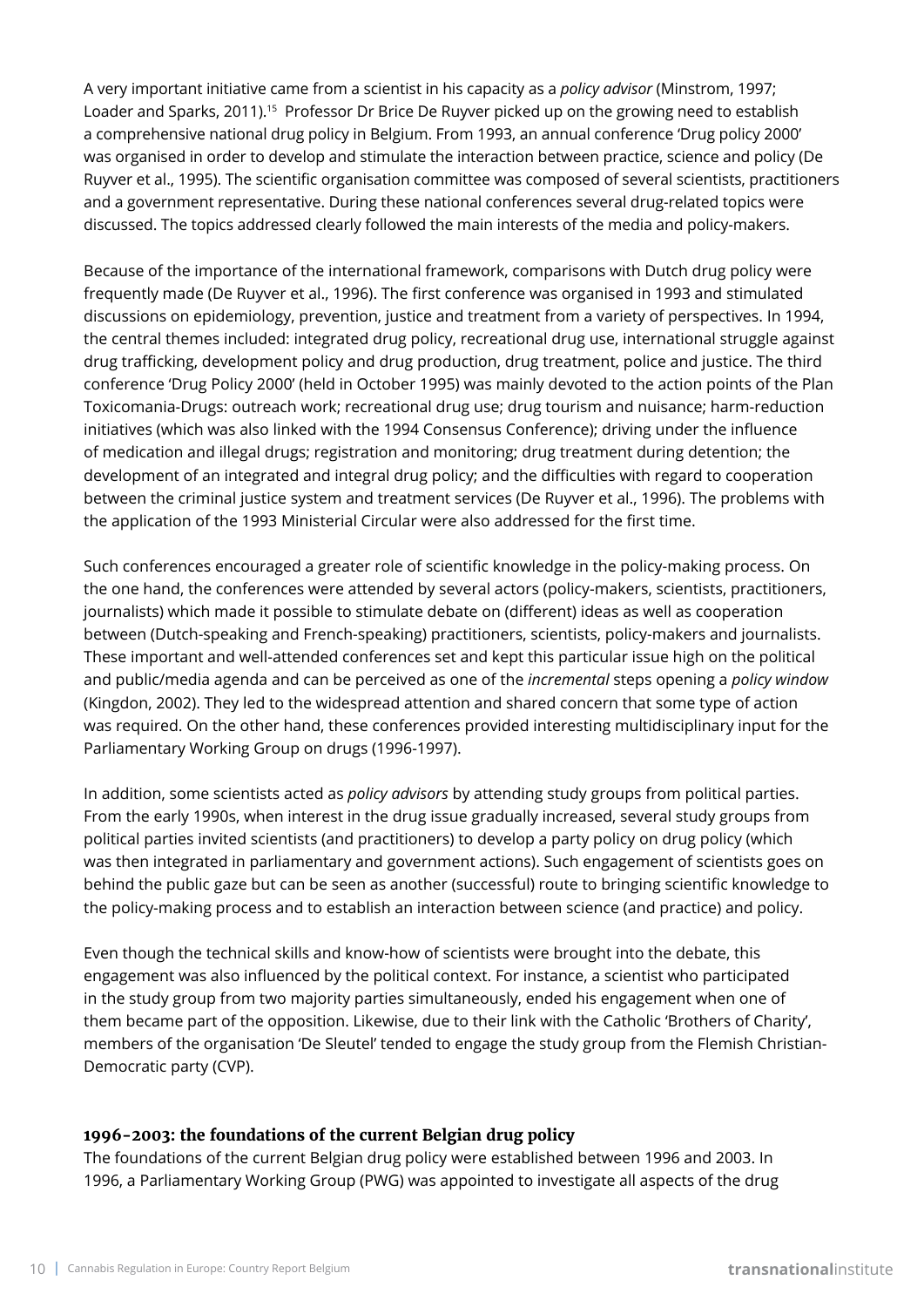A very important initiative came from a scientist in his capacity as a *policy advisor* (Minstrom, 1997; Loader and Sparks, 2011).[15] Professor Dr Brice De Ruyver picked up on the growing need to establish a comprehensive national drug policy in Belgium. From 1993, an annual conference 'Drug policy 2000' was organised in order to develop and stimulate the interaction between practice, science and policy (De Ruyver et al., 1995). The scientific organisation committee was composed of several scientists, practitioners and a government representative. During these national conferences several drug-related topics were discussed. The topics addressed clearly followed the main interests of the media and policy-makers.

Because of the importance of the international framework, comparisons with Dutch drug policy were frequently made (De Ruyver et al., 1996). The first conference was organised in 1993 and stimulated discussions on epidemiology, prevention, justice and treatment from a variety of perspectives. In 1994, the central themes included: integrated drug policy, recreational drug use, international struggle against drug trafficking, development policy and drug production, drug treatment, police and justice. The third conference 'Drug Policy 2000' (held in October 1995) was mainly devoted to the action points of the Plan Toxicomania-Drugs: outreach work; recreational drug use; drug tourism and nuisance; harm-reduction initiatives (which was also linked with the 1994 Consensus Conference); driving under the influence of medication and illegal drugs; registration and monitoring; drug treatment during detention; the development of an integrated and integral drug policy; and the difficulties with regard to cooperation between the criminal justice system and treatment services (De Ruyver et al., 1996). The problems with the application of the 1993 Ministerial Circular were also addressed for the first time.

Such conferences encouraged a greater role of scientific knowledge in the policy-making process. On the one hand, the conferences were attended by several actors (policy-makers, scientists, practitioners, journalists) which made it possible to stimulate debate on (different) ideas as well as cooperation between (Dutch-speaking and French-speaking) practitioners, scientists, policy-makers and journalists. These important and well-attended conferences set and kept this particular issue high on the political and public/media agenda and can be perceived as one of the *incremental* steps opening a *policy window* (Kingdon, 2002). They led to the widespread attention and shared concern that some type of action was required. On the other hand, these conferences provided interesting multidisciplinary input for the Parliamentary Working Group on drugs (1996-1997).

In addition, some scientists acted as *policy advisors* by attending study groups from political parties. From the early 1990s, when interest in the drug issue gradually increased, several study groups from political parties invited scientists (and practitioners) to develop a party policy on drug policy (which was then integrated in parliamentary and government actions). Such engagement of scientists goes on behind the public gaze but can be seen as another (successful) route to bringing scientific knowledge to the policy-making process and to establish an interaction between science (and practice) and policy.

Even though the technical skills and know-how of scientists were brought into the debate, this engagement was also influenced by the political context. For instance, a scientist who participated in the study group from two majority parties simultaneously, ended his engagement when one of them became part of the opposition. Likewise, due to their link with the Catholic 'Brothers of Charity', members of the organisation 'De Sleutel' tended to engage the study group from the Flemish Christian-Democratic party (CVP).

### 1996-2003: the foundations of the current Belgian drug policy

The foundations of the current Belgian drug policy were established between 1996 and 2003. In 1996, a Parliamentary Working Group (PWG) was appointed to investigate all aspects of the drug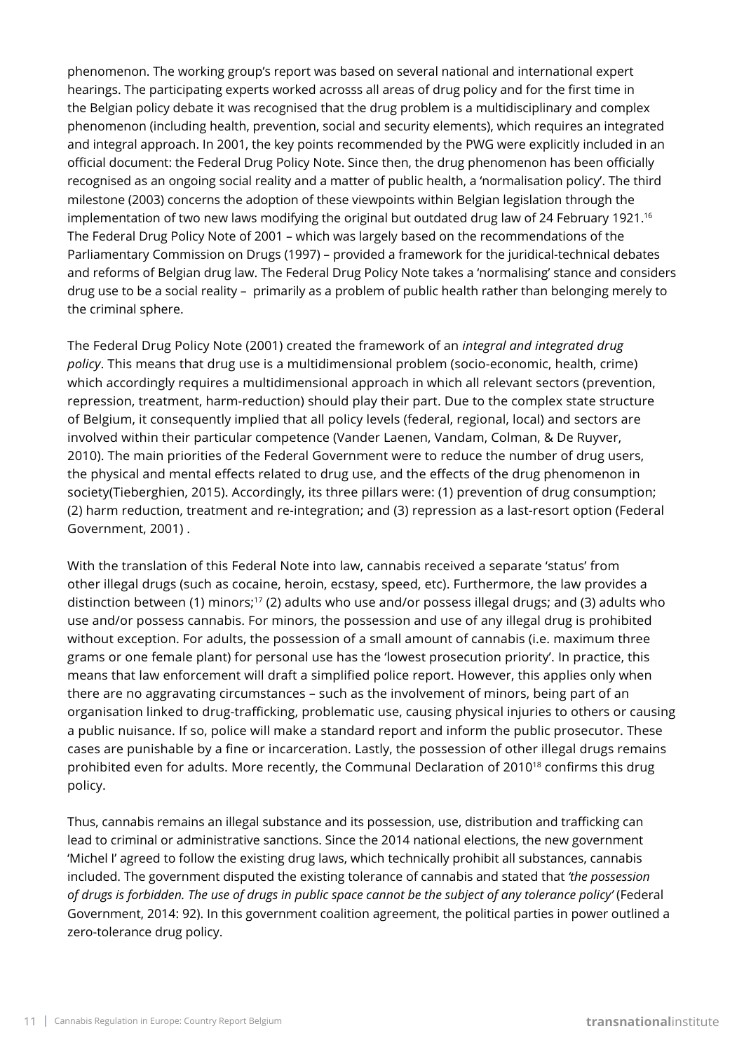phenomenon. The working group's report was based on several national and international expert hearings. The participating experts worked acrosss all areas of drug policy and for the first time in the Belgian policy debate it was recognised that the drug problem is a multidisciplinary and complex phenomenon (including health, prevention, social and security elements), which requires an integrated and integral approach. In 2001, the key points recommended by the PWG were explicitly included in an official document: the Federal Drug Policy Note. Since then, the drug phenomenon has been officially recognised as an ongoing social reality and a matter of public health, a 'normalisation policy'. The third milestone (2003) concerns the adoption of these viewpoints within Belgian legislation through the implementation of two new laws modifying the original but outdated drug law of 24 February 1921.[16] The Federal Drug Policy Note of 2001 – which was largely based on the recommendations of the Parliamentary Commission on Drugs (1997) – provided a framework for the juridical-technical debates and reforms of Belgian drug law. The Federal Drug Policy Note takes a 'normalising' stance and considers drug use to be a social reality – primarily as a problem of public health rather than belonging merely to the criminal sphere.

The Federal Drug Policy Note (2001) created the framework of an *integral and integrated drug policy*. This means that drug use is a multidimensional problem (socio-economic, health, crime) which accordingly requires a multidimensional approach in which all relevant sectors (prevention, repression, treatment, harm-reduction) should play their part. Due to the complex state structure of Belgium, it consequently implied that all policy levels (federal, regional, local) and sectors are involved within their particular competence (Vander Laenen, Vandam, Colman, & De Ruyver, 2010). The main priorities of the Federal Government were to reduce the number of drug users, the physical and mental effects related to drug use, and the effects of the drug phenomenon in society(Tieberghien, 2015). Accordingly, its three pillars were: (1) prevention of drug consumption; (2) harm reduction, treatment and re-integration; and (3) repression as a last-resort option (Federal Government, 2001) .

With the translation of this Federal Note into law, cannabis received a separate 'status' from other illegal drugs (such as cocaine, heroin, ecstasy, speed, etc). Furthermore, the law provides a distinction between (1) minors;[17] (2) adults who use and/or possess illegal drugs; and (3) adults who use and/or possess cannabis. For minors, the possession and use of any illegal drug is prohibited without exception. For adults, the possession of a small amount of cannabis (i.e. maximum three grams or one female plant) for personal use has the 'lowest prosecution priority'. In practice, this means that law enforcement will draft a simplified police report. However, this applies only when there are no aggravating circumstances – such as the involvement of minors, being part of an organisation linked to drug-trafficking, problematic use, causing physical injuries to others or causing a public nuisance. If so, police will make a standard report and inform the public prosecutor. These cases are punishable by a fine or incarceration. Lastly, the possession of other illegal drugs remains prohibited even for adults. More recently, the Communal Declaration of 2010[18] confirms this drug policy.

Thus, cannabis remains an illegal substance and its possession, use, distribution and trafficking can lead to criminal or administrative sanctions. Since the 2014 national elections, the new government 'Michel I' agreed to follow the existing drug laws, which technically prohibit all substances, cannabis included. The government disputed the existing tolerance of cannabis and stated that *'the possession of drugs is forbidden. The use of drugs in public space cannot be the subject of any tolerance policy'* (Federal Government, 2014: 92). In this government coalition agreement, the political parties in power outlined a zero-tolerance drug policy.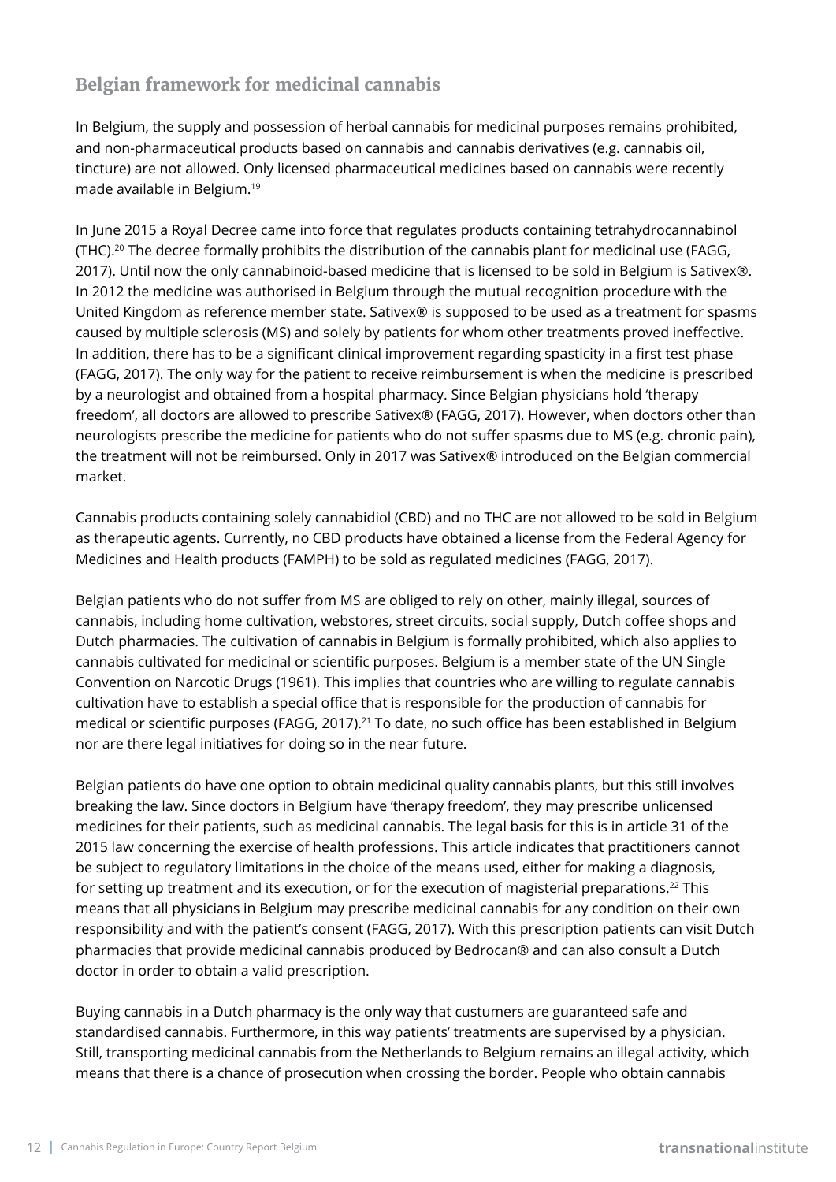## Belgian framework for medicinal cannabis

In Belgium, the supply and possession of herbal cannabis for medicinal purposes remains prohibited, and non-pharmaceutical products based on cannabis and cannabis derivatives (e.g. cannabis oil, tincture) are not allowed. Only licensed pharmaceutical medicines based on cannabis were recently made available in Belgium.[19]

In June 2015 a Royal Decree came into force that regulates products containing tetrahydrocannabinol (THC).[20] The decree formally prohibits the distribution of the cannabis plant for medicinal use (FAGG, 2017). Until now the only cannabinoid-based medicine that is licensed to be sold in Belgium is Sativex®. In 2012 the medicine was authorised in Belgium through the mutual recognition procedure with the United Kingdom as reference member state. Sativex® is supposed to be used as a treatment for spasms caused by multiple sclerosis (MS) and solely by patients for whom other treatments proved ineffective. In addition, there has to be a significant clinical improvement regarding spasticity in a first test phase (FAGG, 2017). The only way for the patient to receive reimbursement is when the medicine is prescribed by a neurologist and obtained from a hospital pharmacy. Since Belgian physicians hold 'therapy freedom', all doctors are allowed to prescribe Sativex® (FAGG, 2017). However, when doctors other than neurologists prescribe the medicine for patients who do not suffer spasms due to MS (e.g. chronic pain), the treatment will not be reimbursed. Only in 2017 was Sativex® introduced on the Belgian commercial market.

Cannabis products containing solely cannabidiol (CBD) and no THC are not allowed to be sold in Belgium as therapeutic agents. Currently, no CBD products have obtained a license from the Federal Agency for Medicines and Health products (FAMPH) to be sold as regulated medicines (FAGG, 2017).

Belgian patients who do not suffer from MS are obliged to rely on other, mainly illegal, sources of cannabis, including home cultivation, webstores, street circuits, social supply, Dutch coffee shops and Dutch pharmacies. The cultivation of cannabis in Belgium is formally prohibited, which also applies to cannabis cultivated for medicinal or scientific purposes. Belgium is a member state of the UN Single Convention on Narcotic Drugs (1961). This implies that countries who are willing to regulate cannabis cultivation have to establish a special office that is responsible for the production of cannabis for medical or scientific purposes (FAGG, 2017).[21] To date, no such office has been established in Belgium nor are there legal initiatives for doing so in the near future.

Belgian patients do have one option to obtain medicinal quality cannabis plants, but this still involves breaking the law. Since doctors in Belgium have 'therapy freedom', they may prescribe unlicensed medicines for their patients, such as medicinal cannabis. The legal basis for this is in article 31 of the 2015 law concerning the exercise of health professions. This article indicates that practitioners cannot be subject to regulatory limitations in the choice of the means used, either for making a diagnosis, for setting up treatment and its execution, or for the execution of magisterial preparations.[22] This means that all physicians in Belgium may prescribe medicinal cannabis for any condition on their own responsibility and with the patient's consent (FAGG, 2017). With this prescription patients can visit Dutch pharmacies that provide medicinal cannabis produced by Bedrocan® and can also consult a Dutch doctor in order to obtain a valid prescription.

Buying cannabis in a Dutch pharmacy is the only way that custumers are guaranteed safe and standardised cannabis. Furthermore, in this way patients' treatments are supervised by a physician. Still, transporting medicinal cannabis from the Netherlands to Belgium remains an illegal activity, which means that there is a chance of prosecution when crossing the border. People who obtain cannabis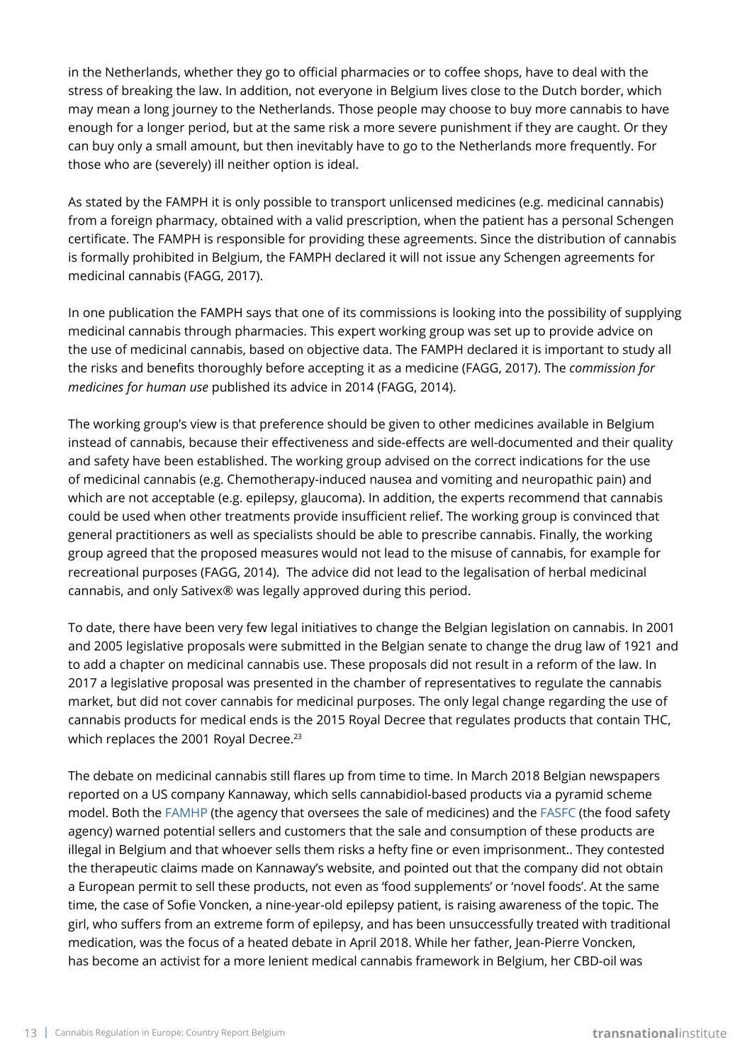in the Netherlands, whether they go to official pharmacies or to coffee shops, have to deal with the stress of breaking the law. In addition, not everyone in Belgium lives close to the Dutch border, which may mean a long journey to the Netherlands. Those people may choose to buy more cannabis to have enough for a longer period, but at the same risk a more severe punishment if they are caught. Or they can buy only a small amount, but then inevitably have to go to the Netherlands more frequently. For those who are (severely) ill neither option is ideal.

As stated by the FAMPH it is only possible to transport unlicensed medicines (e.g. medicinal cannabis) from a foreign pharmacy, obtained with a valid prescription, when the patient has a personal Schengen certificate. The FAMPH is responsible for providing these agreements. Since the distribution of cannabis is formally prohibited in Belgium, the FAMPH declared it will not issue any Schengen agreements for medicinal cannabis (FAGG, 2017).

In one publication the FAMPH says that one of its commissions is looking into the possibility of supplying medicinal cannabis through pharmacies. This expert working group was set up to provide advice on the use of medicinal cannabis, based on objective data. The FAMPH declared it is important to study all the risks and benefits thoroughly before accepting it as a medicine (FAGG, 2017). The *commission for medicines for human use* published its advice in 2014 (FAGG, 2014).

The working group's view is that preference should be given to other medicines available in Belgium instead of cannabis, because their effectiveness and side-effects are well-documented and their quality and safety have been established. The working group advised on the correct indications for the use of medicinal cannabis (e.g. Chemotherapy-induced nausea and vomiting and neuropathic pain) and which are not acceptable (e.g. epilepsy, glaucoma). In addition, the experts recommend that cannabis could be used when other treatments provide insufficient relief. The working group is convinced that general practitioners as well as specialists should be able to prescribe cannabis. Finally, the working group agreed that the proposed measures would not lead to the misuse of cannabis, for example for recreational purposes (FAGG, 2014). The advice did not lead to the legalisation of herbal medicinal cannabis, and only Sativex® was legally approved during this period.

To date, there have been very few legal initiatives to change the Belgian legislation on cannabis. In 2001 and 2005 legislative proposals were submitted in the Belgian senate to change the drug law of 1921 and to add a chapter on medicinal cannabis use. These proposals did not result in a reform of the law. In 2017 a legislative proposal was presented in the chamber of representatives to regulate the cannabis market, but did not cover cannabis for medicinal purposes. The only legal change regarding the use of cannabis products for medical ends is the 2015 Royal Decree that regulates products that contain THC, which replaces the 2001 Royal Decree.[23]

The debate on medicinal cannabis still flares up from time to time. In March 2018 Belgian newspapers reported on a US company Kannaway, which sells cannabidiol-based products via a pyramid scheme model. Both the FAMHP (the agency that oversees the sale of medicines) and the FASFC (the food safety agency) warned potential sellers and customers that the sale and consumption of these products are illegal in Belgium and that whoever sells them risks a hefty fine or even imprisonment.. They contested the therapeutic claims made on Kannaway's website, and pointed out that the company did not obtain a European permit to sell these products, not even as 'food supplements' or 'novel foods'. At the same time, the case of Sofie Voncken, a nine-year-old epilepsy patient, is raising awareness of the topic. The girl, who suffers from an extreme form of epilepsy, and has been unsuccessfully treated with traditional medication, was the focus of a heated debate in April 2018. While her father, Jean-Pierre Voncken, has become an activist for a more lenient medical cannabis framework in Belgium, her CBD-oil was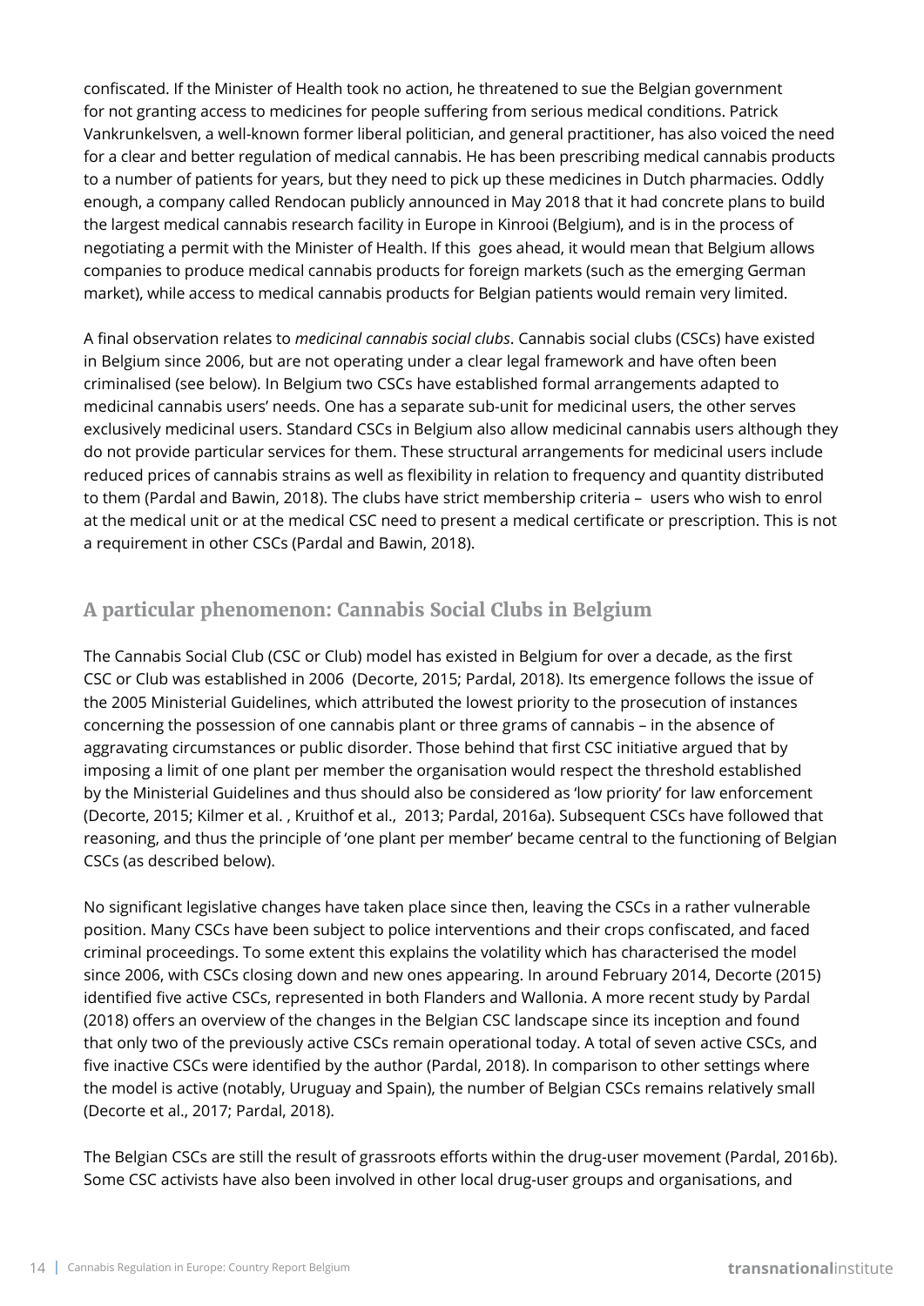confiscated. If the Minister of Health took no action, he threatened to sue the Belgian government for not granting access to medicines for people suffering from serious medical conditions. Patrick Vankrunkelsven, a well-known former liberal politician, and general practitioner, has also voiced the need for a clear and better regulation of medical cannabis. He has been prescribing medical cannabis products to a number of patients for years, but they need to pick up these medicines in Dutch pharmacies. Oddly enough, a company called Rendocan publicly announced in May 2018 that it had concrete plans to build the largest medical cannabis research facility in Europe in Kinrooi (Belgium), and is in the process of negotiating a permit with the Minister of Health. If this goes ahead, it would mean that Belgium allows companies to produce medical cannabis products for foreign markets (such as the emerging German market), while access to medical cannabis products for Belgian patients would remain very limited.

A final observation relates to *medicinal cannabis social clubs*. Cannabis social clubs (CSCs) have existed in Belgium since 2006, but are not operating under a clear legal framework and have often been criminalised (see below). In Belgium two CSCs have established formal arrangements adapted to medicinal cannabis users' needs. One has a separate sub-unit for medicinal users, the other serves exclusively medicinal users. Standard CSCs in Belgium also allow medicinal cannabis users although they do not provide particular services for them. These structural arrangements for medicinal users include reduced prices of cannabis strains as well as flexibility in relation to frequency and quantity distributed to them (Pardal and Bawin, 2018). The clubs have strict membership criteria – users who wish to enrol at the medical unit or at the medical CSC need to present a medical certificate or prescription. This is not a requirement in other CSCs (Pardal and Bawin, 2018).

## A particular phenomenon: Cannabis Social Clubs in Belgium

The Cannabis Social Club (CSC or Club) model has existed in Belgium for over a decade, as the first CSC or Club was established in 2006 (Decorte, 2015; Pardal, 2018). Its emergence follows the issue of the 2005 Ministerial Guidelines, which attributed the lowest priority to the prosecution of instances concerning the possession of one cannabis plant or three grams of cannabis – in the absence of aggravating circumstances or public disorder. Those behind that first CSC initiative argued that by imposing a limit of one plant per member the organisation would respect the threshold established by the Ministerial Guidelines and thus should also be considered as 'low priority' for law enforcement (Decorte, 2015; Kilmer et al. , Kruithof et al., 2013; Pardal, 2016a). Subsequent CSCs have followed that reasoning, and thus the principle of 'one plant per member' became central to the functioning of Belgian CSCs (as described below).

No significant legislative changes have taken place since then, leaving the CSCs in a rather vulnerable position. Many CSCs have been subject to police interventions and their crops confiscated, and faced criminal proceedings. To some extent this explains the volatility which has characterised the model since 2006, with CSCs closing down and new ones appearing. In around February 2014, Decorte (2015) identified five active CSCs, represented in both Flanders and Wallonia. A more recent study by Pardal (2018) offers an overview of the changes in the Belgian CSC landscape since its inception and found that only two of the previously active CSCs remain operational today. A total of seven active CSCs, and five inactive CSCs were identified by the author (Pardal, 2018). In comparison to other settings where the model is active (notably, Uruguay and Spain), the number of Belgian CSCs remains relatively small (Decorte et al., 2017; Pardal, 2018).

The Belgian CSCs are still the result of grassroots efforts within the drug-user movement (Pardal, 2016b). Some CSC activists have also been involved in other local drug-user groups and organisations, and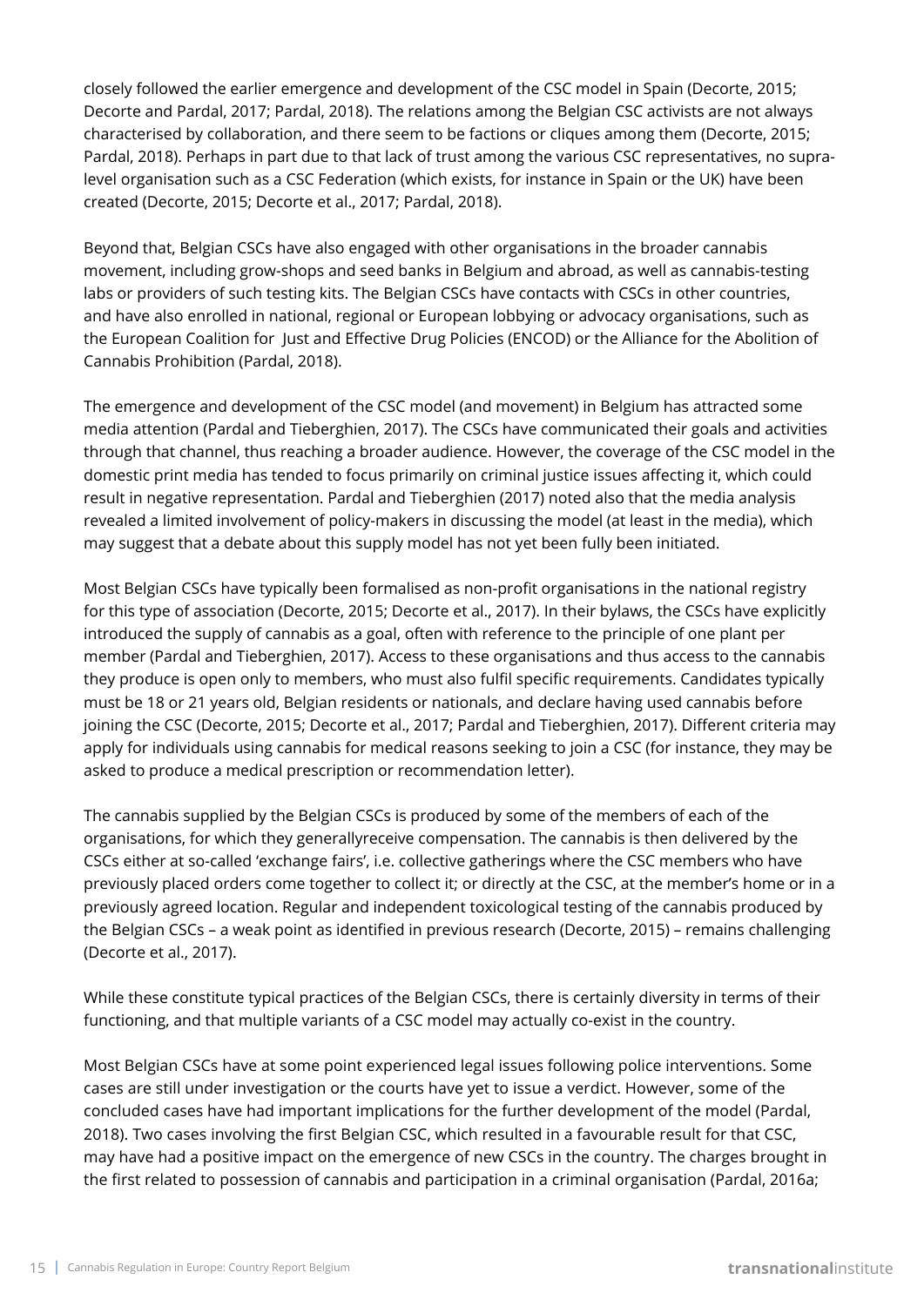closely followed the earlier emergence and development of the CSC model in Spain (Decorte, 2015; Decorte and Pardal, 2017; Pardal, 2018). The relations among the Belgian CSC activists are not always characterised by collaboration, and there seem to be factions or cliques among them (Decorte, 2015; Pardal, 2018). Perhaps in part due to that lack of trust among the various CSC representatives, no supra-level organisation such as a CSC Federation (which exists, for instance in Spain or the UK) have been created (Decorte, 2015; Decorte et al., 2017; Pardal, 2018).

Beyond that, Belgian CSCs have also engaged with other organisations in the broader cannabis movement, including grow-shops and seed banks in Belgium and abroad, as well as cannabis-testing labs or providers of such testing kits. The Belgian CSCs have contacts with CSCs in other countries, and have also enrolled in national, regional or European lobbying or advocacy organisations, such as the European Coalition for Just and Effective Drug Policies (ENCOD) or the Alliance for the Abolition of Cannabis Prohibition (Pardal, 2018).

The emergence and development of the CSC model (and movement) in Belgium has attracted some media attention (Pardal and Tieberghien, 2017). The CSCs have communicated their goals and activities through that channel, thus reaching a broader audience. However, the coverage of the CSC model in the domestic print media has tended to focus primarily on criminal justice issues affecting it, which could result in negative representation. Pardal and Tieberghien (2017) noted also that the media analysis revealed a limited involvement of policy-makers in discussing the model (at least in the media), which may suggest that a debate about this supply model has not yet been fully been initiated.

Most Belgian CSCs have typically been formalised as non-profit organisations in the national registry for this type of association (Decorte, 2015; Decorte et al., 2017). In their bylaws, the CSCs have explicitly introduced the supply of cannabis as a goal, often with reference to the principle of one plant per member (Pardal and Tieberghien, 2017). Access to these organisations and thus access to the cannabis they produce is open only to members, who must also fulfil specific requirements. Candidates typically must be 18 or 21 years old, Belgian residents or nationals, and declare having used cannabis before joining the CSC (Decorte, 2015; Decorte et al., 2017; Pardal and Tieberghien, 2017). Different criteria may apply for individuals using cannabis for medical reasons seeking to join a CSC (for instance, they may be asked to produce a medical prescription or recommendation letter).

The cannabis supplied by the Belgian CSCs is produced by some of the members of each of the organisations, for which they generallyreceive compensation. The cannabis is then delivered by the CSCs either at so-called 'exchange fairs', i.e. collective gatherings where the CSC members who have previously placed orders come together to collect it; or directly at the CSC, at the member's home or in a previously agreed location. Regular and independent toxicological testing of the cannabis produced by the Belgian CSCs – a weak point as identified in previous research (Decorte, 2015) – remains challenging (Decorte et al., 2017).

While these constitute typical practices of the Belgian CSCs, there is certainly diversity in terms of their functioning, and that multiple variants of a CSC model may actually co-exist in the country.

Most Belgian CSCs have at some point experienced legal issues following police interventions. Some cases are still under investigation or the courts have yet to issue a verdict. However, some of the concluded cases have had important implications for the further development of the model (Pardal, 2018). Two cases involving the first Belgian CSC, which resulted in a favourable result for that CSC, may have had a positive impact on the emergence of new CSCs in the country. The charges brought in the first related to possession of cannabis and participation in a criminal organisation (Pardal, 2016a;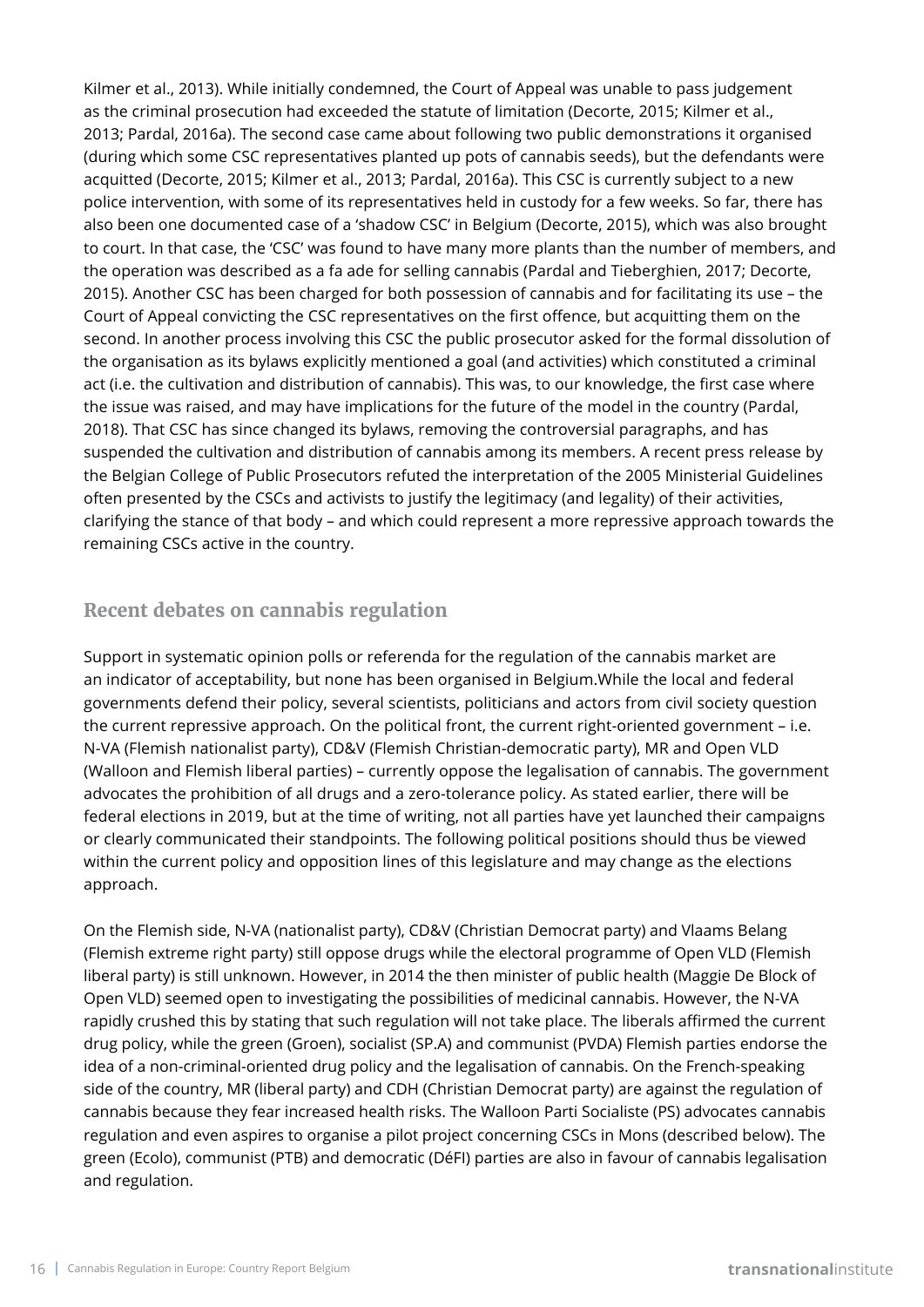Kilmer et al., 2013). While initially condemned, the Court of Appeal was unable to pass judgement as the criminal prosecution had exceeded the statute of limitation (Decorte, 2015; Kilmer et al., 2013; Pardal, 2016a). The second case came about following two public demonstrations it organised (during which some CSC representatives planted up pots of cannabis seeds), but the defendants were acquitted (Decorte, 2015; Kilmer et al., 2013; Pardal, 2016a). This CSC is currently subject to a new police intervention, with some of its representatives held in custody for a few weeks. So far, there has also been one documented case of a 'shadow CSC' in Belgium (Decorte, 2015), which was also brought to court. In that case, the 'CSC' was found to have many more plants than the number of members, and the operation was described as a fa ade for selling cannabis (Pardal and Tieberghien, 2017; Decorte, 2015). Another CSC has been charged for both possession of cannabis and for facilitating its use – the Court of Appeal convicting the CSC representatives on the first offence, but acquitting them on the second. In another process involving this CSC the public prosecutor asked for the formal dissolution of the organisation as its bylaws explicitly mentioned a goal (and activities) which constituted a criminal act (i.e. the cultivation and distribution of cannabis). This was, to our knowledge, the first case where the issue was raised, and may have implications for the future of the model in the country (Pardal, 2018). That CSC has since changed its bylaws, removing the controversial paragraphs, and has suspended the cultivation and distribution of cannabis among its members. A recent press release by the Belgian College of Public Prosecutors refuted the interpretation of the 2005 Ministerial Guidelines often presented by the CSCs and activists to justify the legitimacy (and legality) of their activities, clarifying the stance of that body – and which could represent a more repressive approach towards the remaining CSCs active in the country.

## Recent debates on cannabis regulation

Support in systematic opinion polls or referenda for the regulation of the cannabis market are an indicator of acceptability, but none has been organised in Belgium.While the local and federal governments defend their policy, several scientists, politicians and actors from civil society question the current repressive approach. On the political front, the current right-oriented government – i.e. N-VA (Flemish nationalist party), CD&V (Flemish Christian-democratic party), MR and Open VLD (Walloon and Flemish liberal parties) – currently oppose the legalisation of cannabis. The government advocates the prohibition of all drugs and a zero-tolerance policy. As stated earlier, there will be federal elections in 2019, but at the time of writing, not all parties have yet launched their campaigns or clearly communicated their standpoints. The following political positions should thus be viewed within the current policy and opposition lines of this legislature and may change as the elections approach.

On the Flemish side, N-VA (nationalist party), CD&V (Christian Democrat party) and Vlaams Belang (Flemish extreme right party) still oppose drugs while the electoral programme of Open VLD (Flemish liberal party) is still unknown. However, in 2014 the then minister of public health (Maggie De Block of Open VLD) seemed open to investigating the possibilities of medicinal cannabis. However, the N-VA rapidly crushed this by stating that such regulation will not take place. The liberals affirmed the current drug policy, while the green (Groen), socialist (SP.A) and communist (PVDA) Flemish parties endorse the idea of a non-criminal-oriented drug policy and the legalisation of cannabis. On the French-speaking side of the country, MR (liberal party) and CDH (Christian Democrat party) are against the regulation of cannabis because they fear increased health risks. The Walloon Parti Socialiste (PS) advocates cannabis regulation and even aspires to organise a pilot project concerning CSCs in Mons (described below). The green (Ecolo), communist (PTB) and democratic (DéFI) parties are also in favour of cannabis legalisation and regulation.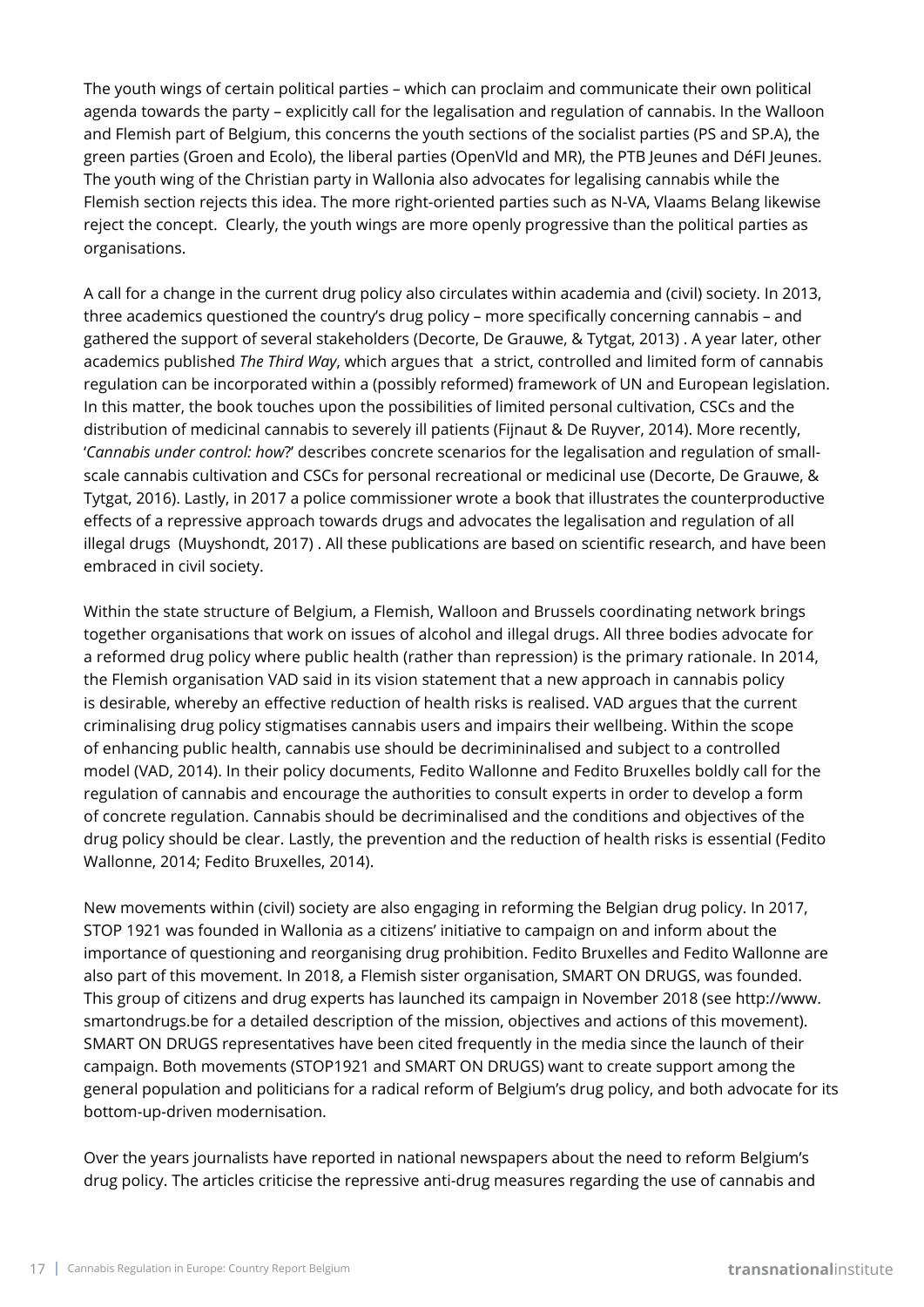The youth wings of certain political parties – which can proclaim and communicate their own political agenda towards the party – explicitly call for the legalisation and regulation of cannabis. In the Walloon and Flemish part of Belgium, this concerns the youth sections of the socialist parties (PS and SP.A), the green parties (Groen and Ecolo), the liberal parties (OpenVld and MR), the PTB Jeunes and DéFI Jeunes. The youth wing of the Christian party in Wallonia also advocates for legalising cannabis while the Flemish section rejects this idea. The more right-oriented parties such as N-VA, Vlaams Belang likewise reject the concept. Clearly, the youth wings are more openly progressive than the political parties as organisations.

A call for a change in the current drug policy also circulates within academia and (civil) society. In 2013, three academics questioned the country's drug policy – more specifically concerning cannabis – and gathered the support of several stakeholders (Decorte, De Grauwe, & Tytgat, 2013) . A year later, other academics published *The Third Way*, which argues that a strict, controlled and limited form of cannabis regulation can be incorporated within a (possibly reformed) framework of UN and European legislation. In this matter, the book touches upon the possibilities of limited personal cultivation, CSCs and the distribution of medicinal cannabis to severely ill patients (Fijnaut & De Ruyver, 2014). More recently, '*Cannabis under control: how*?' describes concrete scenarios for the legalisation and regulation of small-scale cannabis cultivation and CSCs for personal recreational or medicinal use (Decorte, De Grauwe, & Tytgat, 2016). Lastly, in 2017 a police commissioner wrote a book that illustrates the counterproductive effects of a repressive approach towards drugs and advocates the legalisation and regulation of all illegal drugs (Muyshondt, 2017) . All these publications are based on scientific research, and have been embraced in civil society.

Within the state structure of Belgium, a Flemish, Walloon and Brussels coordinating network brings together organisations that work on issues of alcohol and illegal drugs. All three bodies advocate for a reformed drug policy where public health (rather than repression) is the primary rationale. In 2014, the Flemish organisation VAD said in its vision statement that a new approach in cannabis policy is desirable, whereby an effective reduction of health risks is realised. VAD argues that the current criminalising drug policy stigmatises cannabis users and impairs their wellbeing. Within the scope of enhancing public health, cannabis use should be decrimininalised and subject to a controlled model (VAD, 2014). In their policy documents, Fedito Wallonne and Fedito Bruxelles boldly call for the regulation of cannabis and encourage the authorities to consult experts in order to develop a form of concrete regulation. Cannabis should be decriminalised and the conditions and objectives of the drug policy should be clear. Lastly, the prevention and the reduction of health risks is essential (Fedito Wallonne, 2014; Fedito Bruxelles, 2014).

New movements within (civil) society are also engaging in reforming the Belgian drug policy. In 2017, STOP 1921 was founded in Wallonia as a citizens' initiative to campaign on and inform about the importance of questioning and reorganising drug prohibition. Fedito Bruxelles and Fedito Wallonne are also part of this movement. In 2018, a Flemish sister organisation, SMART ON DRUGS, was founded. This group of citizens and drug experts has launched its campaign in November 2018 (see http://www.smartondrugs.be for a detailed description of the mission, objectives and actions of this movement). SMART ON DRUGS representatives have been cited frequently in the media since the launch of their campaign. Both movements (STOP1921 and SMART ON DRUGS) want to create support among the general population and politicians for a radical reform of Belgium's drug policy, and both advocate for its bottom-up-driven modernisation.

Over the years journalists have reported in national newspapers about the need to reform Belgium's drug policy. The articles criticise the repressive anti-drug measures regarding the use of cannabis and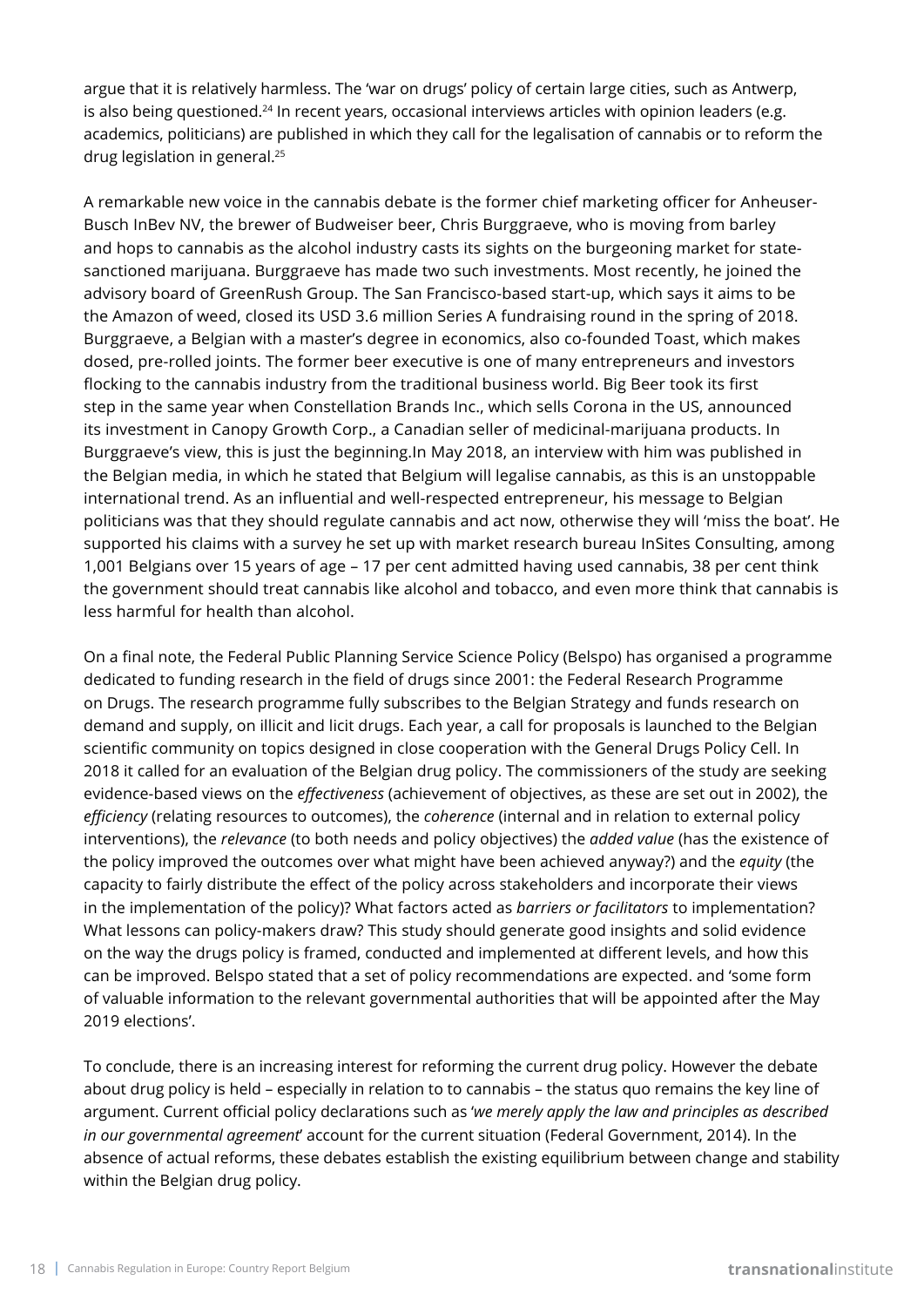argue that it is relatively harmless. The 'war on drugs' policy of certain large cities, such as Antwerp, is also being questioned.[24] In recent years, occasional interviews articles with opinion leaders (e.g. academics, politicians) are published in which they call for the legalisation of cannabis or to reform the drug legislation in general.[25]

A remarkable new voice in the cannabis debate is the former chief marketing officer for Anheuser-Busch InBev NV, the brewer of Budweiser beer, Chris Burggraeve, who is moving from barley and hops to cannabis as the alcohol industry casts its sights on the burgeoning market for state-sanctioned marijuana. Burggraeve has made two such investments. Most recently, he joined the advisory board of GreenRush Group. The San Francisco-based start-up, which says it aims to be the Amazon of weed, closed its USD 3.6 million Series A fundraising round in the spring of 2018. Burggraeve, a Belgian with a master's degree in economics, also co-founded Toast, which makes dosed, pre-rolled joints. The former beer executive is one of many entrepreneurs and investors flocking to the cannabis industry from the traditional business world. Big Beer took its first step in the same year when Constellation Brands Inc., which sells Corona in the US, announced its investment in Canopy Growth Corp., a Canadian seller of medicinal-marijuana products. In Burggraeve's view, this is just the beginning.In May 2018, an interview with him was published in the Belgian media, in which he stated that Belgium will legalise cannabis, as this is an unstoppable international trend. As an influential and well-respected entrepreneur, his message to Belgian politicians was that they should regulate cannabis and act now, otherwise they will 'miss the boat'. He supported his claims with a survey he set up with market research bureau InSites Consulting, among 1,001 Belgians over 15 years of age – 17 per cent admitted having used cannabis, 38 per cent think the government should treat cannabis like alcohol and tobacco, and even more think that cannabis is less harmful for health than alcohol.

On a final note, the Federal Public Planning Service Science Policy (Belspo) has organised a programme dedicated to funding research in the field of drugs since 2001: the Federal Research Programme on Drugs. The research programme fully subscribes to the Belgian Strategy and funds research on demand and supply, on illicit and licit drugs. Each year, a call for proposals is launched to the Belgian scientific community on topics designed in close cooperation with the General Drugs Policy Cell. In 2018 it called for an evaluation of the Belgian drug policy. The commissioners of the study are seeking evidence-based views on the *effectiveness* (achievement of objectives, as these are set out in 2002), the *efficiency* (relating resources to outcomes), the *coherence* (internal and in relation to external policy interventions), the *relevance* (to both needs and policy objectives) the *added value* (has the existence of the policy improved the outcomes over what might have been achieved anyway?) and the *equity* (the capacity to fairly distribute the effect of the policy across stakeholders and incorporate their views in the implementation of the policy)? What factors acted as *barriers or facilitators* to implementation? What lessons can policy-makers draw? This study should generate good insights and solid evidence on the way the drugs policy is framed, conducted and implemented at different levels, and how this can be improved. Belspo stated that a set of policy recommendations are expected. and 'some form of valuable information to the relevant governmental authorities that will be appointed after the May 2019 elections'.

To conclude, there is an increasing interest for reforming the current drug policy. However the debate about drug policy is held – especially in relation to to cannabis – the status quo remains the key line of argument. Current official policy declarations such as '*we merely apply the law and principles as described in our governmental agreement*' account for the current situation (Federal Government, 2014). In the absence of actual reforms, these debates establish the existing equilibrium between change and stability within the Belgian drug policy.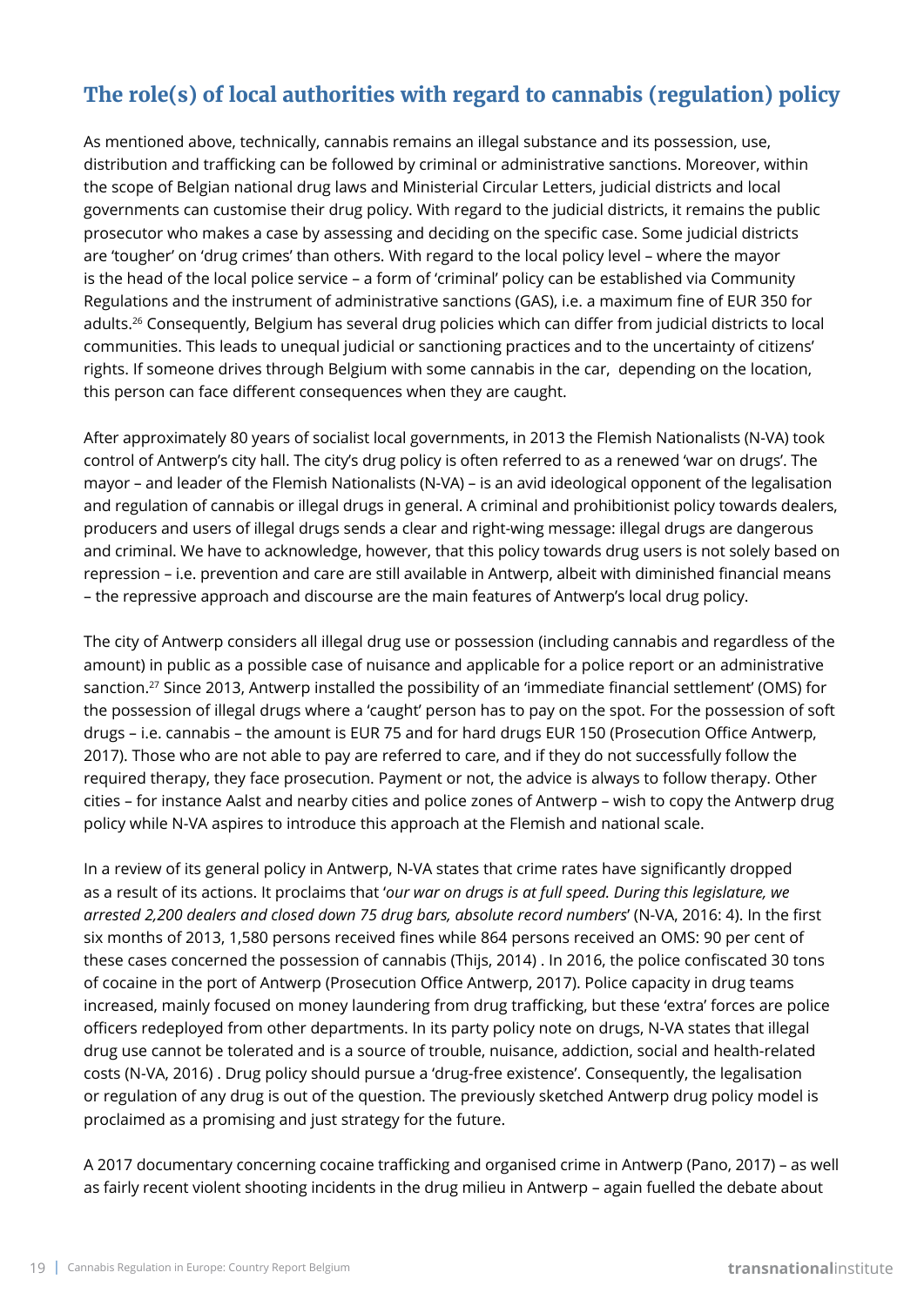## The role(s) of local authorities with regard to cannabis (regulation) policy

As mentioned above, technically, cannabis remains an illegal substance and its possession, use, distribution and trafficking can be followed by criminal or administrative sanctions. Moreover, within the scope of Belgian national drug laws and Ministerial Circular Letters, judicial districts and local governments can customise their drug policy. With regard to the judicial districts, it remains the public prosecutor who makes a case by assessing and deciding on the specific case. Some judicial districts are 'tougher' on 'drug crimes' than others. With regard to the local policy level – where the mayor is the head of the local police service – a form of 'criminal' policy can be established via Community Regulations and the instrument of administrative sanctions (GAS), i.e. a maximum fine of EUR 350 for adults.[26] Consequently, Belgium has several drug policies which can differ from judicial districts to local communities. This leads to unequal judicial or sanctioning practices and to the uncertainty of citizens' rights. If someone drives through Belgium with some cannabis in the car, depending on the location, this person can face different consequences when they are caught.

After approximately 80 years of socialist local governments, in 2013 the Flemish Nationalists (N-VA) took control of Antwerp's city hall. The city's drug policy is often referred to as a renewed 'war on drugs'. The mayor – and leader of the Flemish Nationalists (N-VA) – is an avid ideological opponent of the legalisation and regulation of cannabis or illegal drugs in general. A criminal and prohibitionist policy towards dealers, producers and users of illegal drugs sends a clear and right-wing message: illegal drugs are dangerous and criminal. We have to acknowledge, however, that this policy towards drug users is not solely based on repression – i.e. prevention and care are still available in Antwerp, albeit with diminished financial means – the repressive approach and discourse are the main features of Antwerp's local drug policy.

The city of Antwerp considers all illegal drug use or possession (including cannabis and regardless of the amount) in public as a possible case of nuisance and applicable for a police report or an administrative sanction.[27] Since 2013, Antwerp installed the possibility of an 'immediate financial settlement' (OMS) for the possession of illegal drugs where a 'caught' person has to pay on the spot. For the possession of soft drugs – i.e. cannabis – the amount is EUR 75 and for hard drugs EUR 150 (Prosecution Office Antwerp, 2017). Those who are not able to pay are referred to care, and if they do not successfully follow the required therapy, they face prosecution. Payment or not, the advice is always to follow therapy. Other cities – for instance Aalst and nearby cities and police zones of Antwerp – wish to copy the Antwerp drug policy while N-VA aspires to introduce this approach at the Flemish and national scale.

In a review of its general policy in Antwerp, N-VA states that crime rates have significantly dropped as a result of its actions. It proclaims that '*our war on drugs is at full speed. During this legislature, we arrested 2,200 dealers and closed down 75 drug bars, absolute record numbers*' (N-VA, 2016: 4). In the first six months of 2013, 1,580 persons received fines while 864 persons received an OMS: 90 per cent of these cases concerned the possession of cannabis (Thijs, 2014) . In 2016, the police confiscated 30 tons of cocaine in the port of Antwerp (Prosecution Office Antwerp, 2017). Police capacity in drug teams increased, mainly focused on money laundering from drug trafficking, but these 'extra' forces are police officers redeployed from other departments. In its party policy note on drugs, N-VA states that illegal drug use cannot be tolerated and is a source of trouble, nuisance, addiction, social and health-related costs (N-VA, 2016) . Drug policy should pursue a 'drug-free existence'. Consequently, the legalisation or regulation of any drug is out of the question. The previously sketched Antwerp drug policy model is proclaimed as a promising and just strategy for the future.

A 2017 documentary concerning cocaine trafficking and organised crime in Antwerp (Pano, 2017) – as well as fairly recent violent shooting incidents in the drug milieu in Antwerp – again fuelled the debate about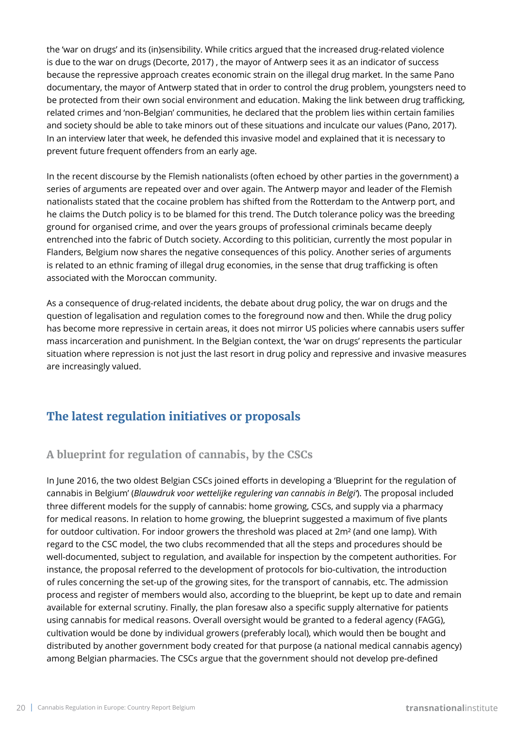the 'war on drugs' and its (in)sensibility. While critics argued that the increased drug-related violence is due to the war on drugs (Decorte, 2017) , the mayor of Antwerp sees it as an indicator of success because the repressive approach creates economic strain on the illegal drug market. In the same Pano documentary, the mayor of Antwerp stated that in order to control the drug problem, youngsters need to be protected from their own social environment and education. Making the link between drug trafficking, related crimes and 'non-Belgian' communities, he declared that the problem lies within certain families and society should be able to take minors out of these situations and inculcate our values (Pano, 2017). In an interview later that week, he defended this invasive model and explained that it is necessary to prevent future frequent offenders from an early age.

In the recent discourse by the Flemish nationalists (often echoed by other parties in the government) a series of arguments are repeated over and over again. The Antwerp mayor and leader of the Flemish nationalists stated that the cocaine problem has shifted from the Rotterdam to the Antwerp port, and he claims the Dutch policy is to be blamed for this trend. The Dutch tolerance policy was the breeding ground for organised crime, and over the years groups of professional criminals became deeply entrenched into the fabric of Dutch society. According to this politician, currently the most popular in Flanders, Belgium now shares the negative consequences of this policy. Another series of arguments is related to an ethnic framing of illegal drug economies, in the sense that drug trafficking is often associated with the Moroccan community.

As a consequence of drug-related incidents, the debate about drug policy, the war on drugs and the question of legalisation and regulation comes to the foreground now and then. While the drug policy has become more repressive in certain areas, it does not mirror US policies where cannabis users suffer mass incarceration and punishment. In the Belgian context, the 'war on drugs' represents the particular situation where repression is not just the last resort in drug policy and repressive and invasive measures are increasingly valued.

## The latest regulation initiatives or proposals

### A blueprint for regulation of cannabis, by the CSCs

In June 2016, the two oldest Belgian CSCs joined efforts in developing a 'Blueprint for the regulation of cannabis in Belgium' (*Blauwdruk voor wettelijke regulering van cannabis in Belgi'*). The proposal included three different models for the supply of cannabis: home growing, CSCs, and supply via a pharmacy for medical reasons. In relation to home growing, the blueprint suggested a maximum of five plants for outdoor cultivation. For indoor growers the threshold was placed at 2m² (and one lamp). With regard to the CSC model, the two clubs recommended that all the steps and procedures should be well-documented, subject to regulation, and available for inspection by the competent authorities. For instance, the proposal referred to the development of protocols for bio-cultivation, the introduction of rules concerning the set-up of the growing sites, for the transport of cannabis, etc. The admission process and register of members would also, according to the blueprint, be kept up to date and remain available for external scrutiny. Finally, the plan foresaw also a specific supply alternative for patients using cannabis for medical reasons. Overall oversight would be granted to a federal agency (FAGG), cultivation would be done by individual growers (preferably local), which would then be bought and distributed by another government body created for that purpose (a national medical cannabis agency) among Belgian pharmacies. The CSCs argue that the government should not develop pre-defined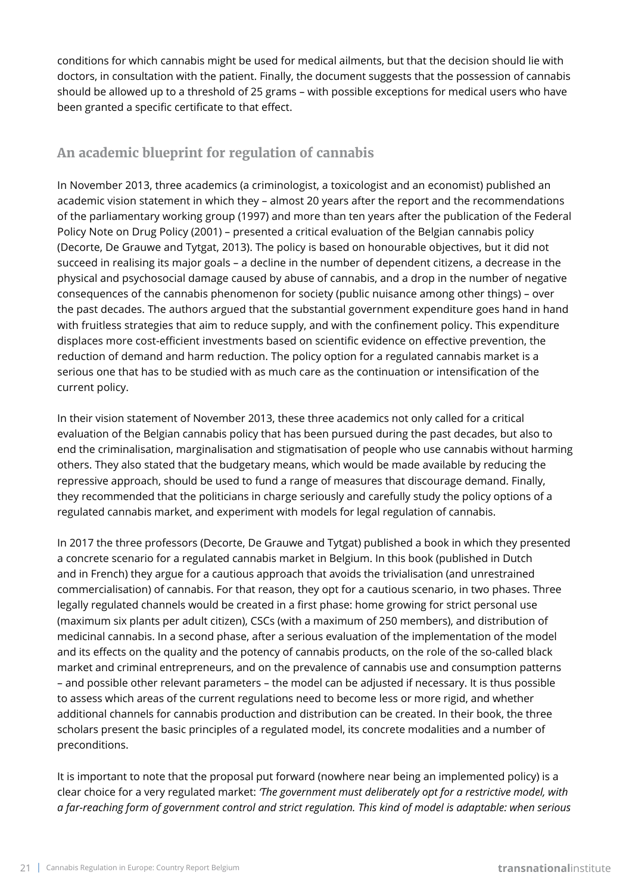conditions for which cannabis might be used for medical ailments, but that the decision should lie with doctors, in consultation with the patient. Finally, the document suggests that the possession of cannabis should be allowed up to a threshold of 25 grams – with possible exceptions for medical users who have been granted a specific certificate to that effect.

## An academic blueprint for regulation of cannabis

In November 2013, three academics (a criminologist, a toxicologist and an economist) published an academic vision statement in which they – almost 20 years after the report and the recommendations of the parliamentary working group (1997) and more than ten years after the publication of the Federal Policy Note on Drug Policy (2001) – presented a critical evaluation of the Belgian cannabis policy (Decorte, De Grauwe and Tytgat, 2013). The policy is based on honourable objectives, but it did not succeed in realising its major goals – a decline in the number of dependent citizens, a decrease in the physical and psychosocial damage caused by abuse of cannabis, and a drop in the number of negative consequences of the cannabis phenomenon for society (public nuisance among other things) – over the past decades. The authors argued that the substantial government expenditure goes hand in hand with fruitless strategies that aim to reduce supply, and with the confinement policy. This expenditure displaces more cost-efficient investments based on scientific evidence on effective prevention, the reduction of demand and harm reduction. The policy option for a regulated cannabis market is a serious one that has to be studied with as much care as the continuation or intensification of the current policy.

In their vision statement of November 2013, these three academics not only called for a critical evaluation of the Belgian cannabis policy that has been pursued during the past decades, but also to end the criminalisation, marginalisation and stigmatisation of people who use cannabis without harming others. They also stated that the budgetary means, which would be made available by reducing the repressive approach, should be used to fund a range of measures that discourage demand. Finally, they recommended that the politicians in charge seriously and carefully study the policy options of a regulated cannabis market, and experiment with models for legal regulation of cannabis.

In 2017 the three professors (Decorte, De Grauwe and Tytgat) published a book in which they presented a concrete scenario for a regulated cannabis market in Belgium. In this book (published in Dutch and in French) they argue for a cautious approach that avoids the trivialisation (and unrestrained commercialisation) of cannabis. For that reason, they opt for a cautious scenario, in two phases. Three legally regulated channels would be created in a first phase: home growing for strict personal use (maximum six plants per adult citizen), CSCs (with a maximum of 250 members), and distribution of medicinal cannabis. In a second phase, after a serious evaluation of the implementation of the model and its effects on the quality and the potency of cannabis products, on the role of the so-called black market and criminal entrepreneurs, and on the prevalence of cannabis use and consumption patterns – and possible other relevant parameters – the model can be adjusted if necessary. It is thus possible to assess which areas of the current regulations need to become less or more rigid, and whether additional channels for cannabis production and distribution can be created. In their book, the three scholars present the basic principles of a regulated model, its concrete modalities and a number of preconditions.

It is important to note that the proposal put forward (nowhere near being an implemented policy) is a clear choice for a very regulated market: *'The government must deliberately opt for a restrictive model, with a far-reaching form of government control and strict regulation. This kind of model is adaptable: when serious*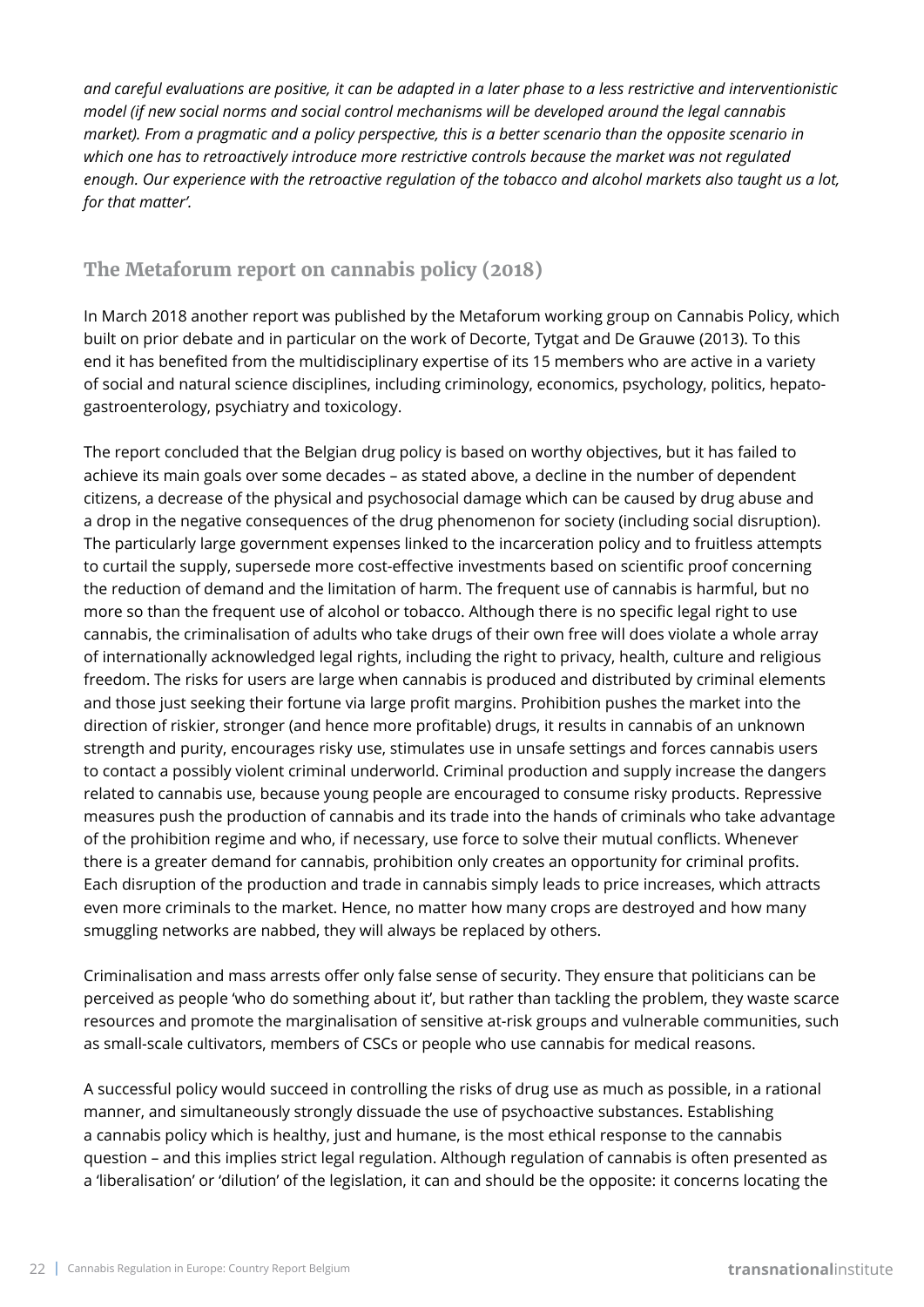*and careful evaluations are positive, it can be adapted in a later phase to a less restrictive and interventionistic model (if new social norms and social control mechanisms will be developed around the legal cannabis market). From a pragmatic and a policy perspective, this is a better scenario than the opposite scenario in which one has to retroactively introduce more restrictive controls because the market was not regulated enough. Our experience with the retroactive regulation of the tobacco and alcohol markets also taught us a lot, for that matter'.*

## The Metaforum report on cannabis policy (2018)

In March 2018 another report was published by the Metaforum working group on Cannabis Policy, which built on prior debate and in particular on the work of Decorte, Tytgat and De Grauwe (2013). To this end it has benefited from the multidisciplinary expertise of its 15 members who are active in a variety of social and natural science disciplines, including criminology, economics, psychology, politics, hepato-gastroenterology, psychiatry and toxicology.

The report concluded that the Belgian drug policy is based on worthy objectives, but it has failed to achieve its main goals over some decades – as stated above, a decline in the number of dependent citizens, a decrease of the physical and psychosocial damage which can be caused by drug abuse and a drop in the negative consequences of the drug phenomenon for society (including social disruption). The particularly large government expenses linked to the incarceration policy and to fruitless attempts to curtail the supply, supersede more cost-effective investments based on scientific proof concerning the reduction of demand and the limitation of harm. The frequent use of cannabis is harmful, but no more so than the frequent use of alcohol or tobacco. Although there is no specific legal right to use cannabis, the criminalisation of adults who take drugs of their own free will does violate a whole array of internationally acknowledged legal rights, including the right to privacy, health, culture and religious freedom. The risks for users are large when cannabis is produced and distributed by criminal elements and those just seeking their fortune via large profit margins. Prohibition pushes the market into the direction of riskier, stronger (and hence more profitable) drugs, it results in cannabis of an unknown strength and purity, encourages risky use, stimulates use in unsafe settings and forces cannabis users to contact a possibly violent criminal underworld. Criminal production and supply increase the dangers related to cannabis use, because young people are encouraged to consume risky products. Repressive measures push the production of cannabis and its trade into the hands of criminals who take advantage of the prohibition regime and who, if necessary, use force to solve their mutual conflicts. Whenever there is a greater demand for cannabis, prohibition only creates an opportunity for criminal profits. Each disruption of the production and trade in cannabis simply leads to price increases, which attracts even more criminals to the market. Hence, no matter how many crops are destroyed and how many smuggling networks are nabbed, they will always be replaced by others.

Criminalisation and mass arrests offer only false sense of security. They ensure that politicians can be perceived as people 'who do something about it', but rather than tackling the problem, they waste scarce resources and promote the marginalisation of sensitive at-risk groups and vulnerable communities, such as small-scale cultivators, members of CSCs or people who use cannabis for medical reasons.

A successful policy would succeed in controlling the risks of drug use as much as possible, in a rational manner, and simultaneously strongly dissuade the use of psychoactive substances. Establishing a cannabis policy which is healthy, just and humane, is the most ethical response to the cannabis question – and this implies strict legal regulation. Although regulation of cannabis is often presented as a 'liberalisation' or 'dilution' of the legislation, it can and should be the opposite: it concerns locating the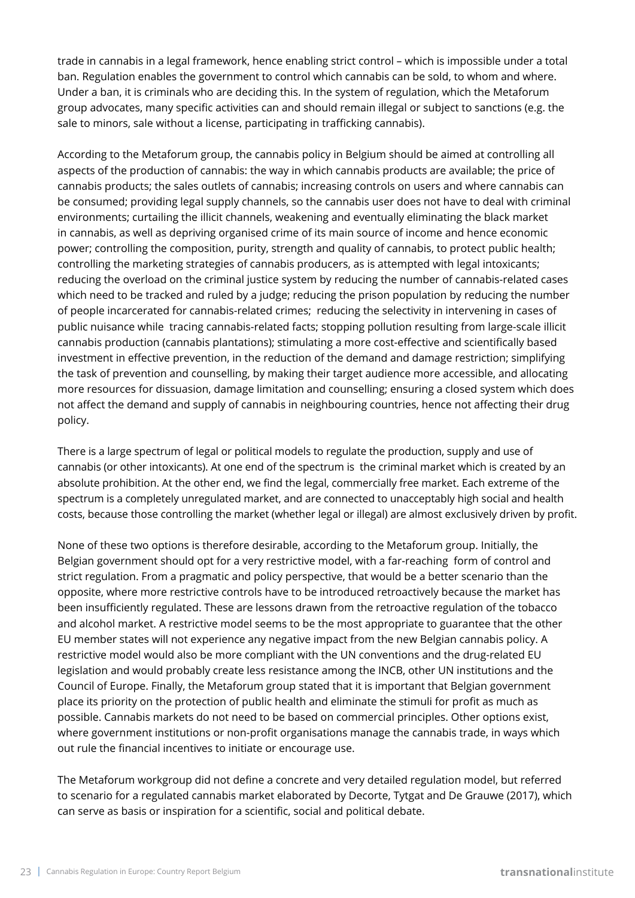trade in cannabis in a legal framework, hence enabling strict control – which is impossible under a total ban. Regulation enables the government to control which cannabis can be sold, to whom and where. Under a ban, it is criminals who are deciding this. In the system of regulation, which the Metaforum group advocates, many specific activities can and should remain illegal or subject to sanctions (e.g. the sale to minors, sale without a license, participating in trafficking cannabis).

According to the Metaforum group, the cannabis policy in Belgium should be aimed at controlling all aspects of the production of cannabis: the way in which cannabis products are available; the price of cannabis products; the sales outlets of cannabis; increasing controls on users and where cannabis can be consumed; providing legal supply channels, so the cannabis user does not have to deal with criminal environments; curtailing the illicit channels, weakening and eventually eliminating the black market in cannabis, as well as depriving organised crime of its main source of income and hence economic power; controlling the composition, purity, strength and quality of cannabis, to protect public health; controlling the marketing strategies of cannabis producers, as is attempted with legal intoxicants; reducing the overload on the criminal justice system by reducing the number of cannabis-related cases which need to be tracked and ruled by a judge; reducing the prison population by reducing the number of people incarcerated for cannabis-related crimes; reducing the selectivity in intervening in cases of public nuisance while tracing cannabis-related facts; stopping pollution resulting from large-scale illicit cannabis production (cannabis plantations); stimulating a more cost-effective and scientifically based investment in effective prevention, in the reduction of the demand and damage restriction; simplifying the task of prevention and counselling, by making their target audience more accessible, and allocating more resources for dissuasion, damage limitation and counselling; ensuring a closed system which does not affect the demand and supply of cannabis in neighbouring countries, hence not affecting their drug policy.

There is a large spectrum of legal or political models to regulate the production, supply and use of cannabis (or other intoxicants). At one end of the spectrum is the criminal market which is created by an absolute prohibition. At the other end, we find the legal, commercially free market. Each extreme of the spectrum is a completely unregulated market, and are connected to unacceptably high social and health costs, because those controlling the market (whether legal or illegal) are almost exclusively driven by profit.

None of these two options is therefore desirable, according to the Metaforum group. Initially, the Belgian government should opt for a very restrictive model, with a far-reaching form of control and strict regulation. From a pragmatic and policy perspective, that would be a better scenario than the opposite, where more restrictive controls have to be introduced retroactively because the market has been insufficiently regulated. These are lessons drawn from the retroactive regulation of the tobacco and alcohol market. A restrictive model seems to be the most appropriate to guarantee that the other EU member states will not experience any negative impact from the new Belgian cannabis policy. A restrictive model would also be more compliant with the UN conventions and the drug-related EU legislation and would probably create less resistance among the INCB, other UN institutions and the Council of Europe. Finally, the Metaforum group stated that it is important that Belgian government place its priority on the protection of public health and eliminate the stimuli for profit as much as possible. Cannabis markets do not need to be based on commercial principles. Other options exist, where government institutions or non-profit organisations manage the cannabis trade, in ways which out rule the financial incentives to initiate or encourage use.

The Metaforum workgroup did not define a concrete and very detailed regulation model, but referred to scenario for a regulated cannabis market elaborated by Decorte, Tytgat and De Grauwe (2017), which can serve as basis or inspiration for a scientific, social and political debate.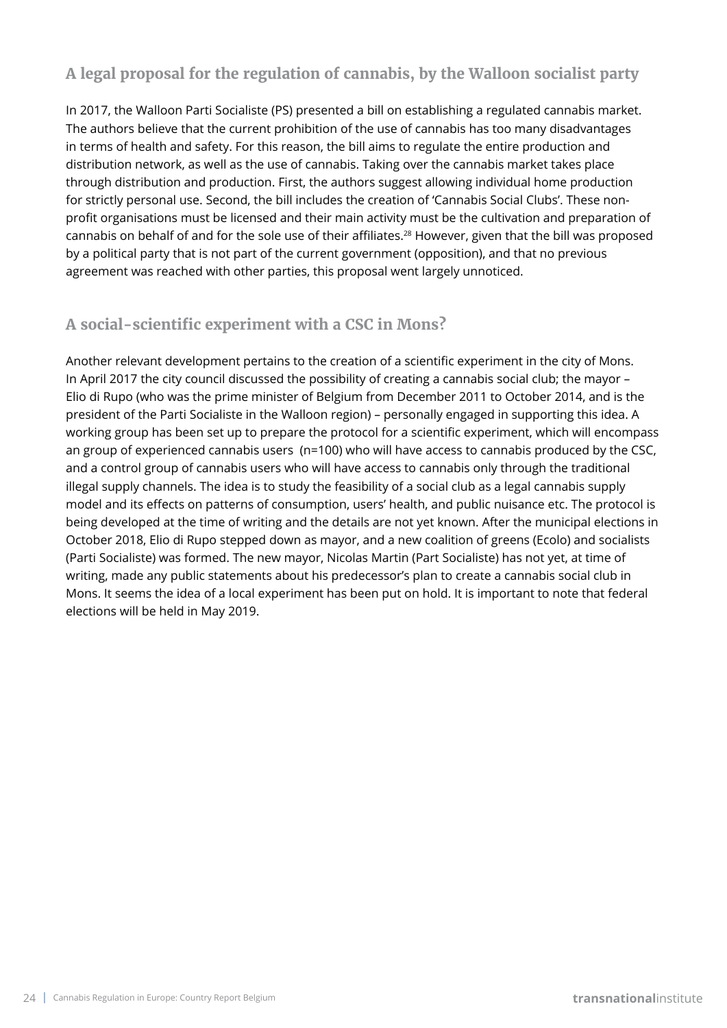## A legal proposal for the regulation of cannabis, by the Walloon socialist party

In 2017, the Walloon Parti Socialiste (PS) presented a bill on establishing a regulated cannabis market. The authors believe that the current prohibition of the use of cannabis has too many disadvantages in terms of health and safety. For this reason, the bill aims to regulate the entire production and distribution network, as well as the use of cannabis. Taking over the cannabis market takes place through distribution and production. First, the authors suggest allowing individual home production for strictly personal use. Second, the bill includes the creation of 'Cannabis Social Clubs'. These non-profit organisations must be licensed and their main activity must be the cultivation and preparation of cannabis on behalf of and for the sole use of their affiliates.[28] However, given that the bill was proposed by a political party that is not part of the current government (opposition), and that no previous agreement was reached with other parties, this proposal went largely unnoticed.

## A social-scientific experiment with a CSC in Mons?

Another relevant development pertains to the creation of a scientific experiment in the city of Mons. In April 2017 the city council discussed the possibility of creating a cannabis social club; the mayor – Elio di Rupo (who was the prime minister of Belgium from December 2011 to October 2014, and is the president of the Parti Socialiste in the Walloon region) – personally engaged in supporting this idea. A working group has been set up to prepare the protocol for a scientific experiment, which will encompass an group of experienced cannabis users (n=100) who will have access to cannabis produced by the CSC, and a control group of cannabis users who will have access to cannabis only through the traditional illegal supply channels. The idea is to study the feasibility of a social club as a legal cannabis supply model and its effects on patterns of consumption, users' health, and public nuisance etc. The protocol is being developed at the time of writing and the details are not yet known. After the municipal elections in October 2018, Elio di Rupo stepped down as mayor, and a new coalition of greens (Ecolo) and socialists (Parti Socialiste) was formed. The new mayor, Nicolas Martin (Part Socialiste) has not yet, at time of writing, made any public statements about his predecessor's plan to create a cannabis social club in Mons. It seems the idea of a local experiment has been put on hold. It is important to note that federal elections will be held in May 2019.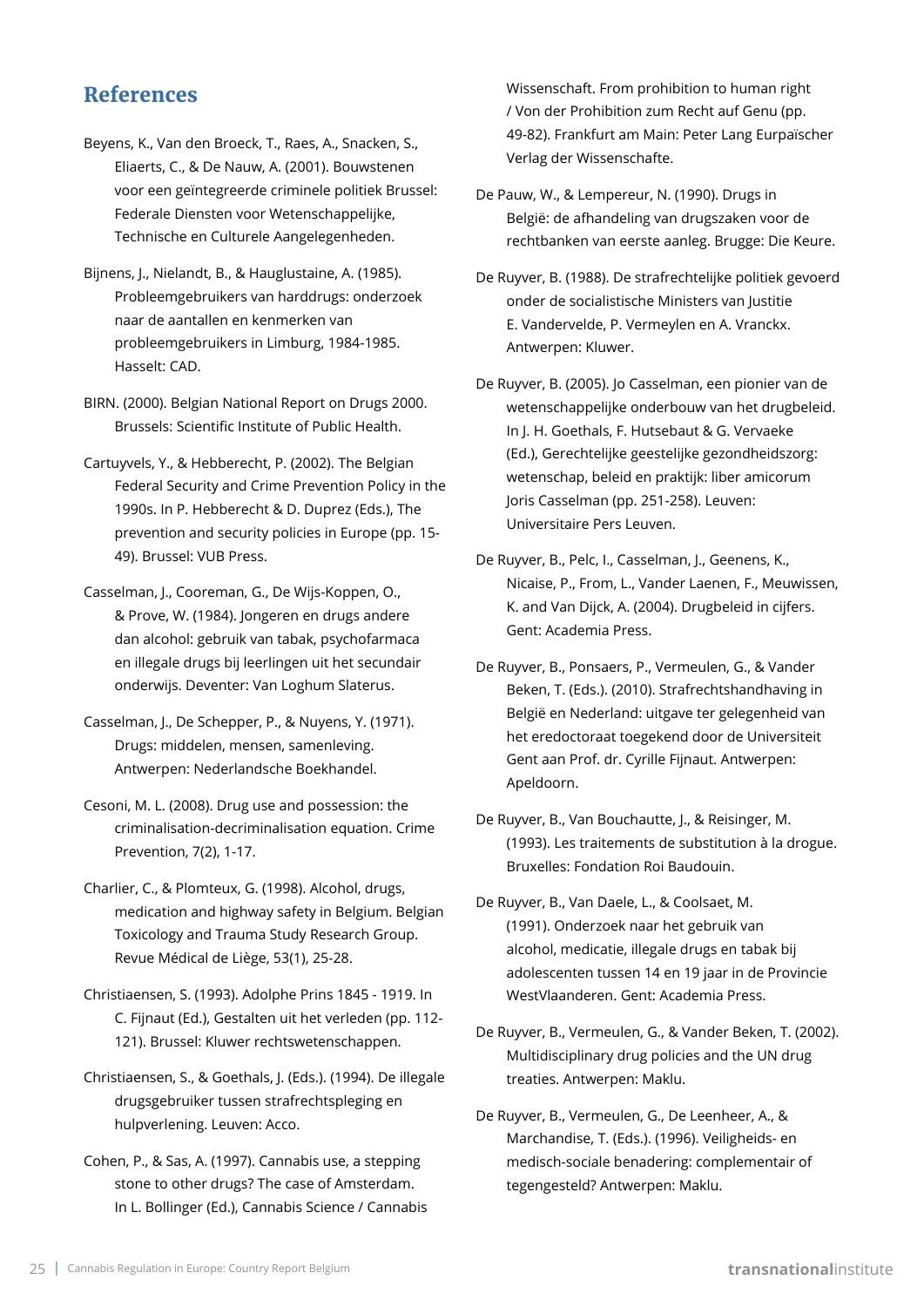## References

Beyens, K., Van den Broeck, T., Raes, A., Snacken, S., Eliaerts, C., & De Nauw, A. (2001). Bouwstenen voor een geïntegreerde criminele politiek Brussel: Federale Diensten voor Wetenschappelijke, Technische en Culturele Aangelegenheden.

Bijnens, J., Nielandt, B., & Hauglustaine, A. (1985). Probleemgebruikers van harddrugs: onderzoek naar de aantallen en kenmerken van probleemgebruikers in Limburg, 1984-1985. Hasselt: CAD.

BIRN. (2000). Belgian National Report on Drugs 2000. Brussels: Scientific Institute of Public Health.

Cartuyvels, Y., & Hebberecht, P. (2002). The Belgian Federal Security and Crime Prevention Policy in the 1990s. In P. Hebberecht & D. Duprez (Eds.), The prevention and security policies in Europe (pp. 15-49). Brussel: VUB Press.

Casselman, J., Cooreman, G., De Wijs-Koppen, O., & Prove, W. (1984). Jongeren en drugs andere dan alcohol: gebruik van tabak, psychofarmaca en illegale drugs bij leerlingen uit het secundair onderwijs. Deventer: Van Loghum Slaterus.

Casselman, J., De Schepper, P., & Nuyens, Y. (1971). Drugs: middelen, mensen, samenleving. Antwerpen: Nederlandsche Boekhandel.

Cesoni, M. L. (2008). Drug use and possession: the criminalisation-decriminalisation equation. Crime Prevention, 7(2), 1-17.

Charlier, C., & Plomteux, G. (1998). Alcohol, drugs, medication and highway safety in Belgium. Belgian Toxicology and Trauma Study Research Group. Revue Médical de Liège, 53(1), 25-28.

Christiaensen, S. (1993). Adolphe Prins 1845 - 1919. In C. Fijnaut (Ed.), Gestalten uit het verleden (pp. 112-121). Brussel: Kluwer rechtswetenschappen.

Christiaensen, S., & Goethals, J. (Eds.). (1994). De illegale drugsgebruiker tussen strafrechtspleging en hulpverlening. Leuven: Acco.

Cohen, P., & Sas, A. (1997). Cannabis use, a stepping stone to other drugs? The case of Amsterdam. In L. Bollinger (Ed.), Cannabis Science / Cannabis Wissenschaft. From prohibition to human right / Von der Prohibition zum Recht auf Genu (pp. 49-82). Frankfurt am Main: Peter Lang Eurpaïscher Verlag der Wissenschafte.

De Pauw, W., & Lempereur, N. (1990). Drugs in België: de afhandeling van drugszaken voor de rechtbanken van eerste aanleg. Brugge: Die Keure.

De Ruyver, B. (1988). De strafrechtelijke politiek gevoerd onder de socialistische Ministers van Justitie E. Vandervelde, P. Vermeylen en A. Vranckx. Antwerpen: Kluwer.

De Ruyver, B. (2005). Jo Casselman, een pionier van de wetenschappelijke onderbouw van het drugbeleid. In J. H. Goethals, F. Hutsebaut & G. Vervaeke (Ed.), Gerechtelijke geestelijke gezondheidszorg: wetenschap, beleid en praktijk: liber amicorum Joris Casselman (pp. 251-258). Leuven: Universitaire Pers Leuven.

De Ruyver, B., Pelc, I., Casselman, J., Geenens, K., Nicaise, P., From, L., Vander Laenen, F., Meuwissen, K. and Van Dijck, A. (2004). Drugbeleid in cijfers. Gent: Academia Press.

De Ruyver, B., Ponsaers, P., Vermeulen, G., & Vander Beken, T. (Eds.). (2010). Strafrechtshandhaving in België en Nederland: uitgave ter gelegenheid van het eredoctoraat toegekend door de Universiteit Gent aan Prof. dr. Cyrille Fijnaut. Antwerpen: Apeldoorn.

De Ruyver, B., Van Bouchautte, J., & Reisinger, M. (1993). Les traitements de substitution à la drogue. Bruxelles: Fondation Roi Baudouin.

De Ruyver, B., Van Daele, L., & Coolsaet, M. (1991). Onderzoek naar het gebruik van alcohol, medicatie, illegale drugs en tabak bij adolescenten tussen 14 en 19 jaar in de Provincie WestVlaanderen. Gent: Academia Press.

De Ruyver, B., Vermeulen, G., & Vander Beken, T. (2002). Multidisciplinary drug policies and the UN drug treaties. Antwerpen: Maklu.

De Ruyver, B., Vermeulen, G., De Leenheer, A., & Marchandise, T. (Eds.). (1996). Veiligheids- en medisch-sociale benadering: complementair of tegengesteld? Antwerpen: Maklu.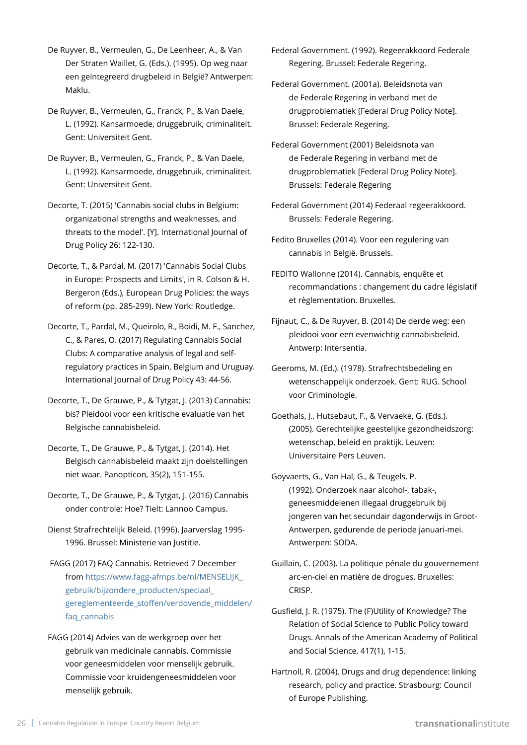De Ruyver, B., Vermeulen, G., De Leenheer, A., & Van Der Straten Waillet, G. (Eds.). (1995). Op weg naar een geïntegreerd drugbeleid in België? Antwerpen: Maklu.

De Ruyver, B., Vermeulen, G., Franck, P., & Van Daele, L. (1992). Kansarmoede, druggebruik, criminaliteit. Gent: Universiteit Gent.

De Ruyver, B., Vermeulen, G., Franck, P., & Van Daele, L. (1992). Kansarmoede, druggebruik, criminaliteit. Gent: Universiteit Gent.

Decorte, T. (2015) 'Cannabis social clubs in Belgium: organizational strengths and weaknesses, and threats to the model'. [Y]. International Journal of Drug Policy 26: 122-130.

Decorte, T., & Pardal, M. (2017) 'Cannabis Social Clubs in Europe: Prospects and Limits', in R. Colson & H. Bergeron (Eds.), European Drug Policies: the ways of reform (pp. 285-299). New York: Routledge.

Decorte, T., Pardal, M., Queirolo, R., Boidi, M. F., Sanchez, C., & Pares, O. (2017) Regulating Cannabis Social Clubs: A comparative analysis of legal and self-regulatory practices in Spain, Belgium and Uruguay. International Journal of Drug Policy 43: 44-56.

Decorte, T., De Grauwe, P., & Tytgat, J. (2013) Cannabis: bis? Pleidooi voor een kritische evaluatie van het Belgische cannabisbeleid.

Decorte, T., De Grauwe, P., & Tytgat, J. (2014). Het Belgisch cannabisbeleid maakt zijn doelstellingen niet waar. Panopticon, 35(2), 151-155.

Decorte, T., De Grauwe, P., & Tytgat, J. (2016) Cannabis onder controle: Hoe? Tielt: Lannoo Campus.

Dienst Strafrechtelijk Beleid. (1996). Jaarverslag 1995-1996. Brussel: Ministerie van Justitie.

FAGG (2017) FAQ Cannabis. Retrieved 7 December from https://www.fagg-afmps.be/nl/MENSELIJK_gebruik/bijzondere_producten/speciaal_gereglementeerde_stoffen/verdovende_middelen/faq_cannabis

FAGG (2014) Advies van de werkgroep over het gebruik van medicinale cannabis. Commissie voor geneesmiddelen voor menselijk gebruik. Commissie voor kruidengeneesmiddelen voor menselijk gebruik.

Federal Government. (1992). Regeerakkoord Federale Regering. Brussel: Federale Regering.

Federal Government. (2001a). Beleidsnota van de Federale Regering in verband met de drugproblematiek [Federal Drug Policy Note]. Brussel: Federale Regering.

Federal Government (2001) Beleidsnota van de Federale Regering in verband met de drugproblematiek [Federal Drug Policy Note]. Brussels: Federale Regering

Federal Government (2014) Federaal regeerakkoord. Brussels: Federale Regering.

Fedito Bruxelles (2014). Voor een regulering van cannabis in België. Brussels.

FEDITO Wallonne (2014). Cannabis, enquête et recommandations : changement du cadre législatif et règlementation. Bruxelles.

Fijnaut, C., & De Ruyver, B. (2014) De derde weg: een pleidooi voor een evenwichtig cannabisbeleid. Antwerp: Intersentia.

Geeroms, M. (Ed.). (1978). Strafrechtsbedeling en wetenschappelijk onderzoek. Gent: RUG. School voor Criminologie.

Goethals, J., Hutsebaut, F., & Vervaeke, G. (Eds.). (2005). Gerechtelijke geestelijke gezondheidszorg: wetenschap, beleid en praktijk. Leuven: Universitaire Pers Leuven.

Goyvaerts, G., Van Hal, G., & Teugels, P. (1992). Onderzoek naar alcohol-, tabak-, geneesmiddelenen illegaal druggebruik bij jongeren van het secundair dagonderwijs in Groot-Antwerpen, gedurende de periode januari-mei. Antwerpen: SODA.

Guillain, C. (2003). La politique pénale du gouvernement arc-en-ciel en matière de drogues. Bruxelles: CRISP.

Gusfield, J. R. (1975). The (F)Utility of Knowledge? The Relation of Social Science to Public Policy toward Drugs. Annals of the American Academy of Political and Social Science, 417(1), 1-15.

Hartnoll, R. (2004). Drugs and drug dependence: linking research, policy and practice. Strasbourg: Council of Europe Publishing.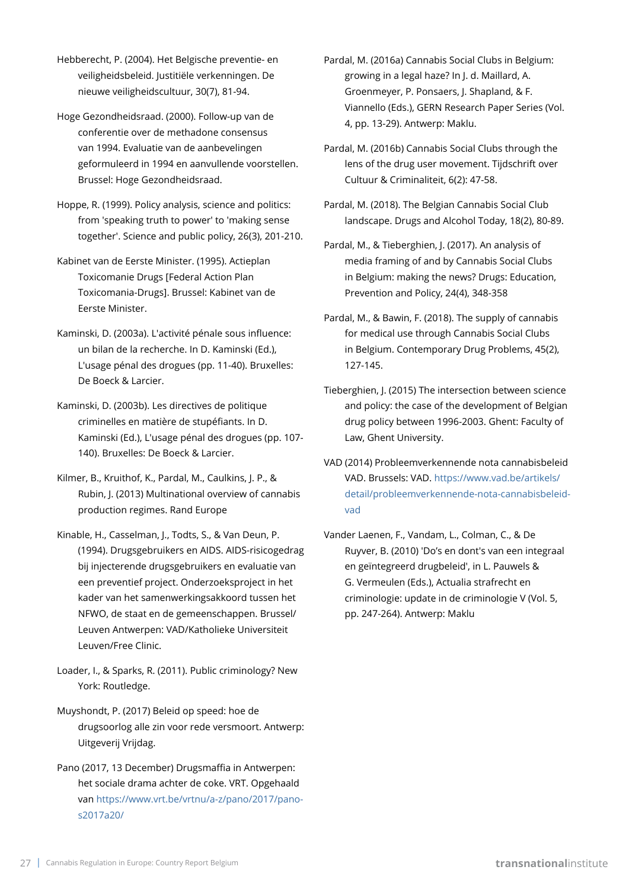Hebberecht, P. (2004). Het Belgische preventie- en veiligheidsbeleid. Justitiële verkenningen. De nieuwe veiligheidscultuur, 30(7), 81-94.

Hoge Gezondheidsraad. (2000). Follow-up van de conferentie over de methadone consensus van 1994. Evaluatie van de aanbevelingen geformuleerd in 1994 en aanvullende voorstellen. Brussel: Hoge Gezondheidsraad.

Hoppe, R. (1999). Policy analysis, science and politics: from 'speaking truth to power' to 'making sense together'. Science and public policy, 26(3), 201-210.

Kabinet van de Eerste Minister. (1995). Actieplan Toxicomanie Drugs [Federal Action Plan Toxicomania-Drugs]. Brussel: Kabinet van de Eerste Minister.

Kaminski, D. (2003a). L'activité pénale sous influence: un bilan de la recherche. In D. Kaminski (Ed.), L'usage pénal des drogues (pp. 11-40). Bruxelles: De Boeck & Larcier.

Kaminski, D. (2003b). Les directives de politique criminelles en matière de stupéfiants. In D. Kaminski (Ed.), L'usage pénal des drogues (pp. 107-140). Bruxelles: De Boeck & Larcier.

Kilmer, B., Kruithof, K., Pardal, M., Caulkins, J. P., & Rubin, J. (2013) Multinational overview of cannabis production regimes. Rand Europe

Kinable, H., Casselman, J., Todts, S., & Van Deun, P. (1994). Drugsgebruikers en AIDS. AIDS-risicogedrag bij injecterende drugsgebruikers en evaluatie van een preventief project. Onderzoeksproject in het kader van het samenwerkingsakkoord tussen het NFWO, de staat en de gemeenschappen. Brussel/ Leuven Antwerpen: VAD/Katholieke Universiteit Leuven/Free Clinic.

Loader, I., & Sparks, R. (2011). Public criminology? New York: Routledge.

Muyshondt, P. (2017) Beleid op speed: hoe de drugsoorlog alle zin voor rede versmoort. Antwerp: Uitgeverij Vrijdag.

Pano (2017, 13 December) Drugsmaffia in Antwerpen: het sociale drama achter de coke. VRT. Opgehaald van https://www.vrt.be/vrtnu/a-z/pano/2017/pano-s2017a20/

Pardal, M. (2016a) Cannabis Social Clubs in Belgium: growing in a legal haze? In J. d. Maillard, A. Groenmeyer, P. Ponsaers, J. Shapland, & F. Viannello (Eds.), GERN Research Paper Series (Vol. 4, pp. 13-29). Antwerp: Maklu.

Pardal, M. (2016b) Cannabis Social Clubs through the lens of the drug user movement. Tijdschrift over Cultuur & Criminaliteit, 6(2): 47-58.

Pardal, M. (2018). The Belgian Cannabis Social Club landscape. Drugs and Alcohol Today, 18(2), 80-89.

Pardal, M., & Tieberghien, J. (2017). An analysis of media framing of and by Cannabis Social Clubs in Belgium: making the news? Drugs: Education, Prevention and Policy, 24(4), 348-358

Pardal, M., & Bawin, F. (2018). The supply of cannabis for medical use through Cannabis Social Clubs in Belgium. Contemporary Drug Problems, 45(2), 127-145.

Tieberghien, J. (2015) The intersection between science and policy: the case of the development of Belgian drug policy between 1996-2003. Ghent: Faculty of Law, Ghent University.

VAD (2014) Probleemverkennende nota cannabisbeleid VAD. Brussels: VAD. https://www.vad.be/artikels/detail/probleemverkennende-nota-cannabisbeleid-vad

Vander Laenen, F., Vandam, L., Colman, C., & De Ruyver, B. (2010) 'Do's en dont's van een integraal en geïntegreerd drugbeleid', in L. Pauwels & G. Vermeulen (Eds.), Actualia strafrecht en criminologie: update in de criminologie V (Vol. 5, pp. 247-264). Antwerp: Maklu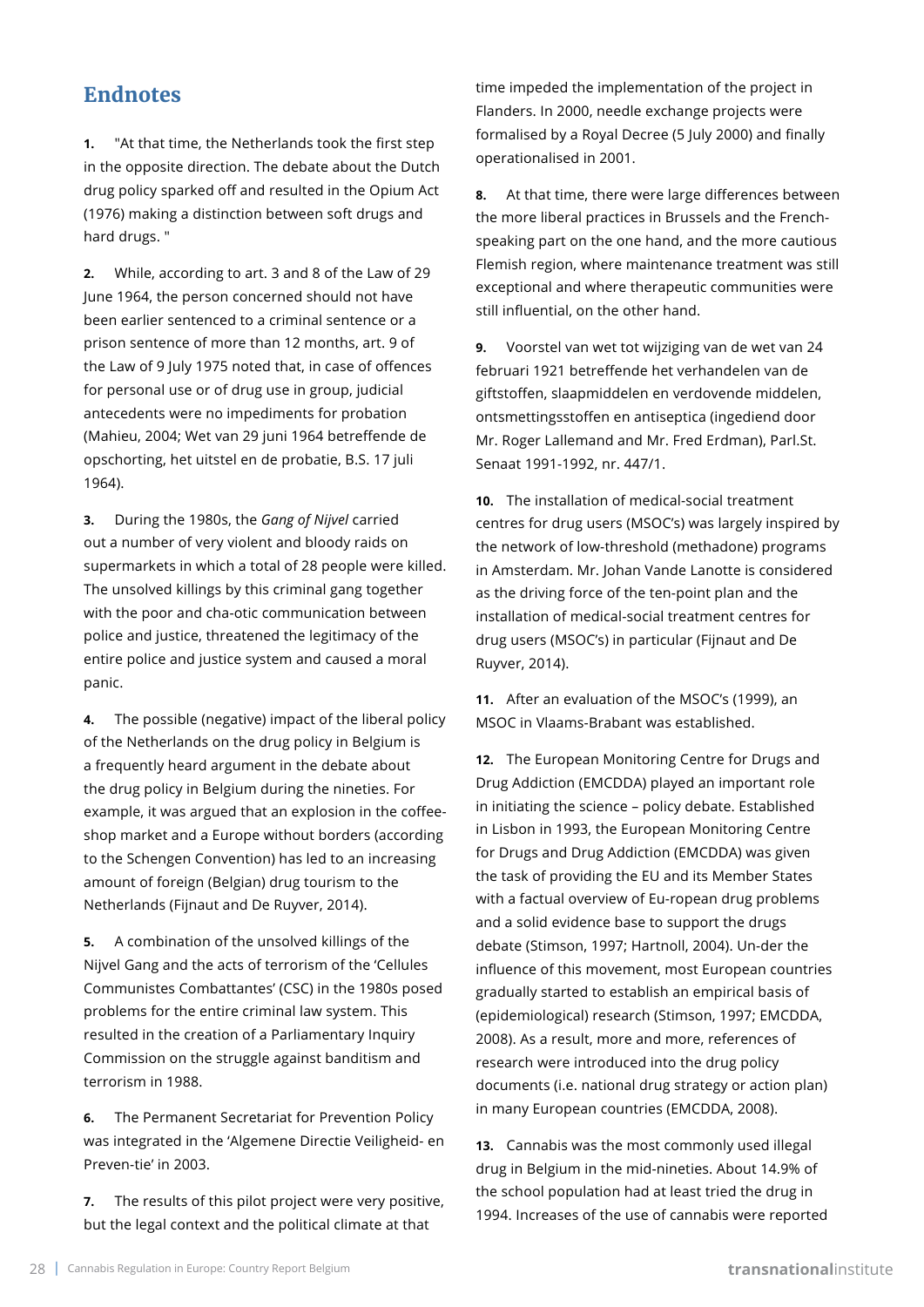## Endnotes

**1.** "At that time, the Netherlands took the first step in the opposite direction. The debate about the Dutch drug policy sparked off and resulted in the Opium Act (1976) making a distinction between soft drugs and hard drugs. "

**2.** While, according to art. 3 and 8 of the Law of 29 June 1964, the person concerned should not have been earlier sentenced to a criminal sentence or a prison sentence of more than 12 months, art. 9 of the Law of 9 July 1975 noted that, in case of offences for personal use or of drug use in group, judicial antecedents were no impediments for probation (Mahieu, 2004; Wet van 29 juni 1964 betreffende de opschorting, het uitstel en de probatie, B.S. 17 juli 1964).

**3.** During the 1980s, the *Gang of Nijvel* carried out a number of very violent and bloody raids on supermarkets in which a total of 28 people were killed. The unsolved killings by this criminal gang together with the poor and cha-otic communication between police and justice, threatened the legitimacy of the entire police and justice system and caused a moral panic.

**4.** The possible (negative) impact of the liberal policy of the Netherlands on the drug policy in Belgium is a frequently heard argument in the debate about the drug policy in Belgium during the nineties. For example, it was argued that an explosion in the coffee-shop market and a Europe without borders (according to the Schengen Convention) has led to an increasing amount of foreign (Belgian) drug tourism to the Netherlands (Fijnaut and De Ruyver, 2014).

**5.** A combination of the unsolved killings of the Nijvel Gang and the acts of terrorism of the 'Cellules Communistes Combattantes' (CSC) in the 1980s posed problems for the entire criminal law system. This resulted in the creation of a Parliamentary Inquiry Commission on the struggle against banditism and terrorism in 1988.

**6.** The Permanent Secretariat for Prevention Policy was integrated in the 'Algemene Directie Veiligheid- en Preven-tie' in 2003.

**7.** The results of this pilot project were very positive, but the legal context and the political climate at that time impeded the implementation of the project in Flanders. In 2000, needle exchange projects were formalised by a Royal Decree (5 July 2000) and finally operationalised in 2001.

**8.** At that time, there were large differences between the more liberal practices in Brussels and the French-speaking part on the one hand, and the more cautious Flemish region, where maintenance treatment was still exceptional and where therapeutic communities were still influential, on the other hand.

**9.** Voorstel van wet tot wijziging van de wet van 24 februari 1921 betreffende het verhandelen van de giftstoffen, slaapmiddelen en verdovende middelen, ontsmettingsstoffen en antiseptica (ingediend door Mr. Roger Lallemand and Mr. Fred Erdman), Parl.St. Senaat 1991-1992, nr. 447/1.

**10.** The installation of medical-social treatment centres for drug users (MSOC's) was largely inspired by the network of low-threshold (methadone) programs in Amsterdam. Mr. Johan Vande Lanotte is considered as the driving force of the ten-point plan and the installation of medical-social treatment centres for drug users (MSOC's) in particular (Fijnaut and De Ruyver, 2014).

**11.** After an evaluation of the MSOC's (1999), an MSOC in Vlaams-Brabant was established.

**12.** The European Monitoring Centre for Drugs and Drug Addiction (EMCDDA) played an important role in initiating the science – policy debate. Established in Lisbon in 1993, the European Monitoring Centre for Drugs and Drug Addiction (EMCDDA) was given the task of providing the EU and its Member States with a factual overview of Eu-ropean drug problems and a solid evidence base to support the drugs debate (Stimson, 1997; Hartnoll, 2004). Un-der the influence of this movement, most European countries gradually started to establish an empirical basis of (epidemiological) research (Stimson, 1997; EMCDDA, 2008). As a result, more and more, references of research were introduced into the drug policy documents (i.e. national drug strategy or action plan) in many European countries (EMCDDA, 2008).

**13.** Cannabis was the most commonly used illegal drug in Belgium in the mid-nineties. About 14.9% of the school population had at least tried the drug in 1994. Increases of the use of cannabis were reported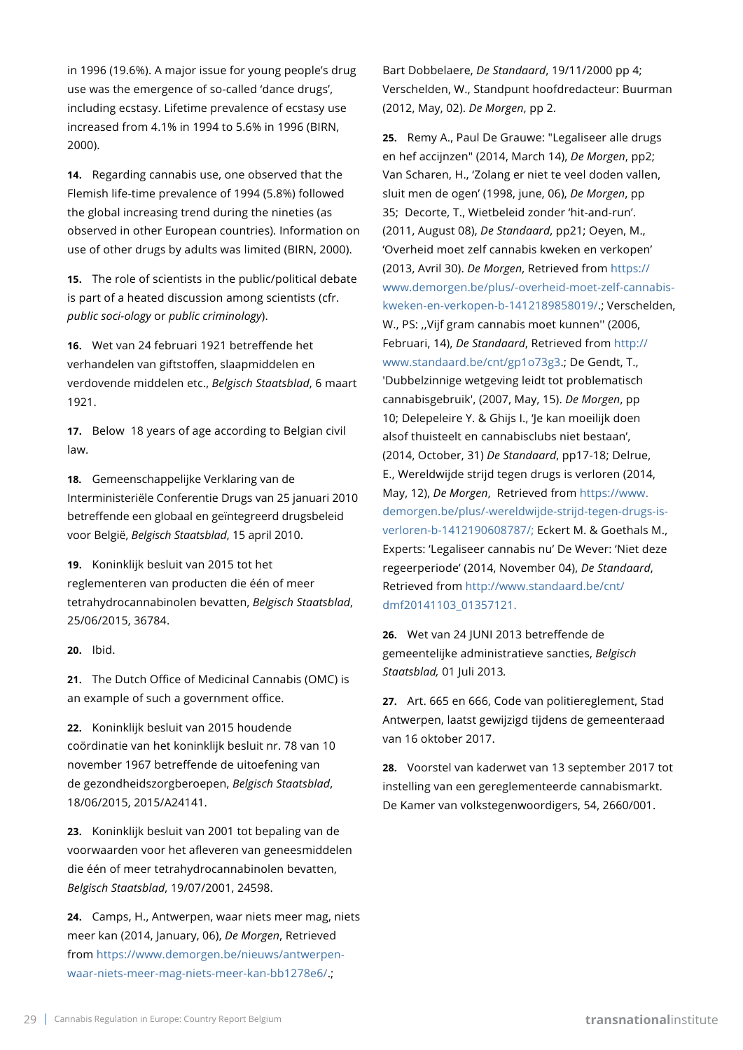in 1996 (19.6%). A major issue for young people's drug use was the emergence of so-called 'dance drugs', including ecstasy. Lifetime prevalence of ecstasy use increased from 4.1% in 1994 to 5.6% in 1996 (BIRN, 2000).

**14.** Regarding cannabis use, one observed that the Flemish life-time prevalence of 1994 (5.8%) followed the global increasing trend during the nineties (as observed in other European countries). Information on use of other drugs by adults was limited (BIRN, 2000).

**15.** The role of scientists in the public/political debate is part of a heated discussion among scientists (cfr. *public soci-ology* or *public criminology*).

**16.** Wet van 24 februari 1921 betreffende het verhandelen van giftstoffen, slaapmiddelen en verdovende middelen etc., *Belgisch Staatsblad*, 6 maart 1921.

**17.** Below 18 years of age according to Belgian civil law.

**18.** Gemeenschappelijke Verklaring van de Interministeriële Conferentie Drugs van 25 januari 2010 betreffende een globaal en geïntegreerd drugsbeleid voor België, *Belgisch Staatsblad*, 15 april 2010.

**19.** Koninklijk besluit van 2015 tot het reglementeren van producten die één of meer tetrahydrocannabinolen bevatten, *Belgisch Staatsblad*, 25/06/2015, 36784.

**20.** Ibid.

**21.** The Dutch Office of Medicinal Cannabis (OMC) is an example of such a government office.

**22.** Koninklijk besluit van 2015 houdende coördinatie van het koninklijk besluit nr. 78 van 10 november 1967 betreffende de uitoefening van de gezondheidszorgberoepen, *Belgisch Staatsblad*, 18/06/2015, 2015/A24141.

**23.** Koninklijk besluit van 2001 tot bepaling van de voorwaarden voor het afleveren van geneesmiddelen die één of meer tetrahydrocannabinolen bevatten, *Belgisch Staatsblad*, 19/07/2001, 24598.

**24.** Camps, H., Antwerpen, waar niets meer mag, niets meer kan (2014, January, 06), *De Morgen*, Retrieved from https://www.demorgen.be/nieuws/antwerpen-waar-niets-meer-mag-niets-meer-kan-bb1278e6/.; Bart Dobbelaere, *De Standaard*, 19/11/2000 pp 4; Verschelden, W., Standpunt hoofdredacteur: Buurman (2012, May, 02). *De Morgen*, pp 2.

**25.** Remy A., Paul De Grauwe: "Legaliseer alle drugs en hef accijnzen" (2014, March 14), *De Morgen*, pp2; Van Scharen, H., 'Zolang er niet te veel doden vallen, sluit men de ogen' (1998, june, 06), *De Morgen*, pp 35; Decorte, T., Wietbeleid zonder 'hit-and-run'. (2011, August 08), *De Standaard*, pp21; Oeyen, M., 'Overheid moet zelf cannabis kweken en verkopen' (2013, Avril 30). *De Morgen*, Retrieved from https://www.demorgen.be/plus/-overheid-moet-zelf-cannabis-kweken-en-verkopen-b-1412189858019/.; Verschelden, W., PS: ,,Vijf gram cannabis moet kunnen'' (2006, Februari, 14), *De Standaard*, Retrieved from http://www.standaard.be/cnt/gp1o73g3.; De Gendt, T., 'Dubbelzinnige wetgeving leidt tot problematisch cannabisgebruik', (2007, May, 15). *De Morgen*, pp 10; Delepeleire Y. & Ghijs I., 'Je kan moeilijk doen alsof thuisteelt en cannabisclubs niet bestaan', (2014, October, 31) *De Standaard*, pp17-18; Delrue, E., Wereldwijde strijd tegen drugs is verloren (2014, May, 12), *De Morgen*, Retrieved from https://www.demorgen.be/plus/-wereldwijde-strijd-tegen-drugs-is-verloren-b-1412190608787/; Eckert M. & Goethals M., Experts: 'Legaliseer cannabis nu' De Wever: 'Niet deze regeerperiode' (2014, November 04), *De Standaard*, Retrieved from http://www.standaard.be/cnt/dmf20141103_01357121.

**26.** Wet van 24 JUNI 2013 betreffende de gemeentelijke administratieve sancties, *Belgisch Staatsblad,* 01 Juli 2013*.*

**27.** Art. 665 en 666, Code van politiereglement, Stad Antwerpen, laatst gewijzigd tijdens de gemeenteraad van 16 oktober 2017.

**28.** Voorstel van kaderwet van 13 september 2017 tot instelling van een gereglementeerde cannabismarkt. De Kamer van volkstegenwoordigers, 54, 2660/001.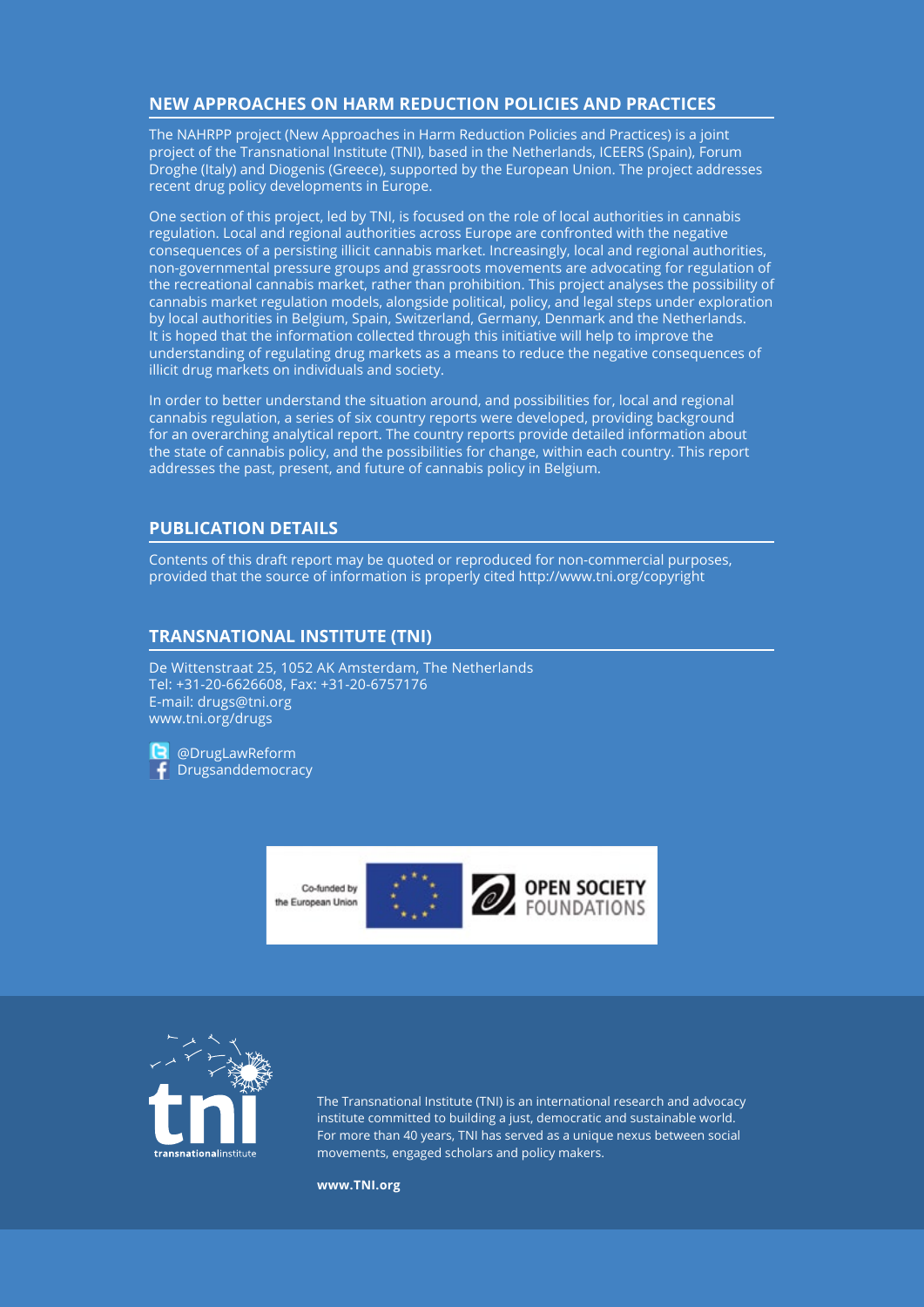## NEW APPROACHES ON HARM REDUCTION POLICIES AND PRACTICES

The NAHRPP project (New Approaches in Harm Reduction Policies and Practices) is a joint project of the Transnational Institute (TNI), based in the Netherlands, ICEERS (Spain), Forum Droghe (Italy) and Diogenis (Greece), supported by the European Union. The project addresses recent drug policy developments in Europe.

One section of this project, led by TNI, is focused on the role of local authorities in cannabis regulation. Local and regional authorities across Europe are confronted with the negative consequences of a persisting illicit cannabis market. Increasingly, local and regional authorities, non-governmental pressure groups and grassroots movements are advocating for regulation of the recreational cannabis market, rather than prohibition. This project analyses the possibility of cannabis market regulation models, alongside political, policy, and legal steps under exploration by local authorities in Belgium, Spain, Switzerland, Germany, Denmark and the Netherlands. It is hoped that the information collected through this initiative will help to improve the understanding of regulating drug markets as a means to reduce the negative consequences of illicit drug markets on individuals and society.

In order to better understand the situation around, and possibilities for, local and regional cannabis regulation, a series of six country reports were developed, providing background for an overarching analytical report. The country reports provide detailed information about the state of cannabis policy, and the possibilities for change, within each country. This report addresses the past, present, and future of cannabis policy in Belgium.

## PUBLICATION DETAILS

Contents of this draft report may be quoted or reproduced for non-commercial purposes, provided that the source of information is properly cited http://www.tni.org/copyright

## TRANSNATIONAL INSTITUTE (TNI)

De Wittenstraat 25, 1052 AK Amsterdam, The Netherlands
Tel: +31-20-6626608, Fax: +31-20-6757176
E-mail: drugs@tni.org
www.tni.org/drugs

@DrugLawReform
Drugsanddemocracy

Co-funded by the European Union

OPEN SOCIETY FOUNDATIONS

tni transnationalinstitute

The Transnational Institute (TNI) is an international research and advocacy institute committed to building a just, democratic and sustainable world. For more than 40 years, TNI has served as a unique nexus between social movements, engaged scholars and policy makers.

**www.TNI.org**